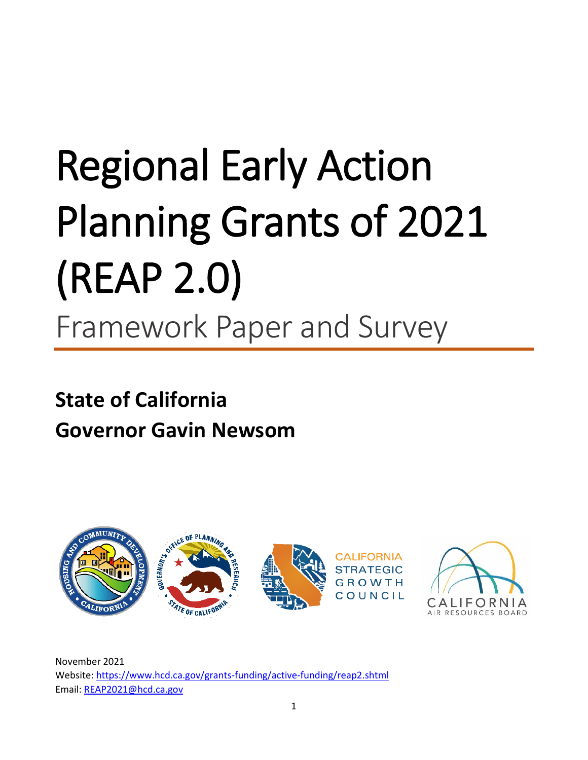# Regional Early Action Planning Grants of 2021 (REAP 2.0)

## Framework Paper and Survey

**State of California**

**Governor Gavin Newsom**

November 2021

Website: https://www.hcd.ca.gov/grants-funding/active-funding/reap2.shtml

Email: REAP2021@hcd.ca.gov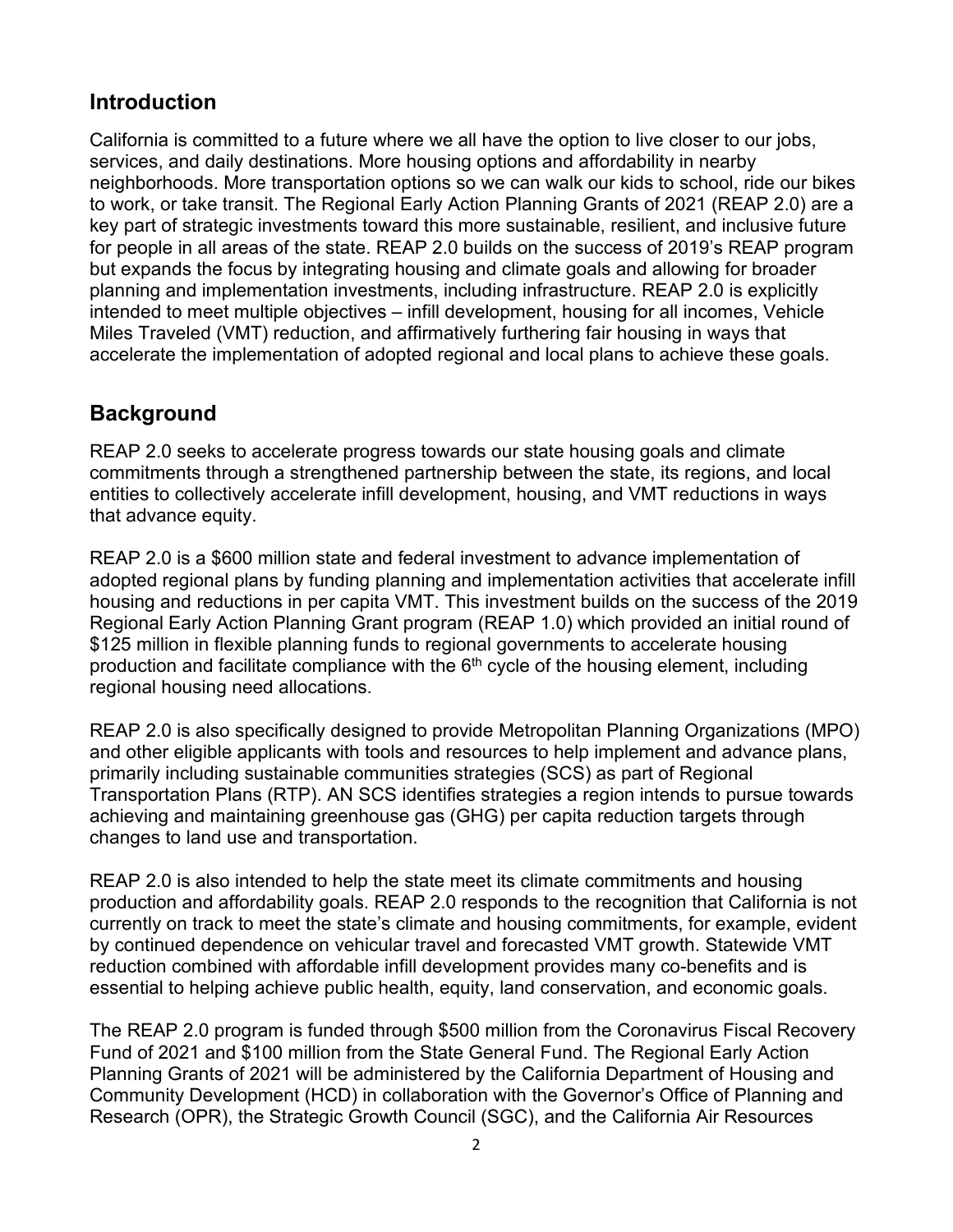## Introduction

California is committed to a future where we all have the option to live closer to our jobs, services, and daily destinations. More housing options and affordability in nearby neighborhoods. More transportation options so we can walk our kids to school, ride our bikes to work, or take transit. The Regional Early Action Planning Grants of 2021 (REAP 2.0) are a key part of strategic investments toward this more sustainable, resilient, and inclusive future for people in all areas of the state. REAP 2.0 builds on the success of 2019's REAP program but expands the focus by integrating housing and climate goals and allowing for broader planning and implementation investments, including infrastructure. REAP 2.0 is explicitly intended to meet multiple objectives – infill development, housing for all incomes, Vehicle Miles Traveled (VMT) reduction, and affirmatively furthering fair housing in ways that accelerate the implementation of adopted regional and local plans to achieve these goals.

## Background

REAP 2.0 seeks to accelerate progress towards our state housing goals and climate commitments through a strengthened partnership between the state, its regions, and local entities to collectively accelerate infill development, housing, and VMT reductions in ways that advance equity.

REAP 2.0 is a $600 million state and federal investment to advance implementation of adopted regional plans by funding planning and implementation activities that accelerate infill housing and reductions in per capita VMT. This investment builds on the success of the 2019 Regional Early Action Planning Grant program (REAP 1.0) which provided an initial round of $125 million in flexible planning funds to regional governments to accelerate housing production and facilitate compliance with the 6th cycle of the housing element, including regional housing need allocations.

REAP 2.0 is also specifically designed to provide Metropolitan Planning Organizations (MPO) and other eligible applicants with tools and resources to help implement and advance plans, primarily including sustainable communities strategies (SCS) as part of Regional Transportation Plans (RTP). AN SCS identifies strategies a region intends to pursue towards achieving and maintaining greenhouse gas (GHG) per capita reduction targets through changes to land use and transportation.

REAP 2.0 is also intended to help the state meet its climate commitments and housing production and affordability goals. REAP 2.0 responds to the recognition that California is not currently on track to meet the state's climate and housing commitments, for example, evident by continued dependence on vehicular travel and forecasted VMT growth. Statewide VMT reduction combined with affordable infill development provides many co-benefits and is essential to helping achieve public health, equity, land conservation, and economic goals.

The REAP 2.0 program is funded through $500 million from the Coronavirus Fiscal Recovery Fund of 2021 and $100 million from the State General Fund. The Regional Early Action Planning Grants of 2021 will be administered by the California Department of Housing and Community Development (HCD) in collaboration with the Governor's Office of Planning and Research (OPR), the Strategic Growth Council (SGC), and the California Air Resources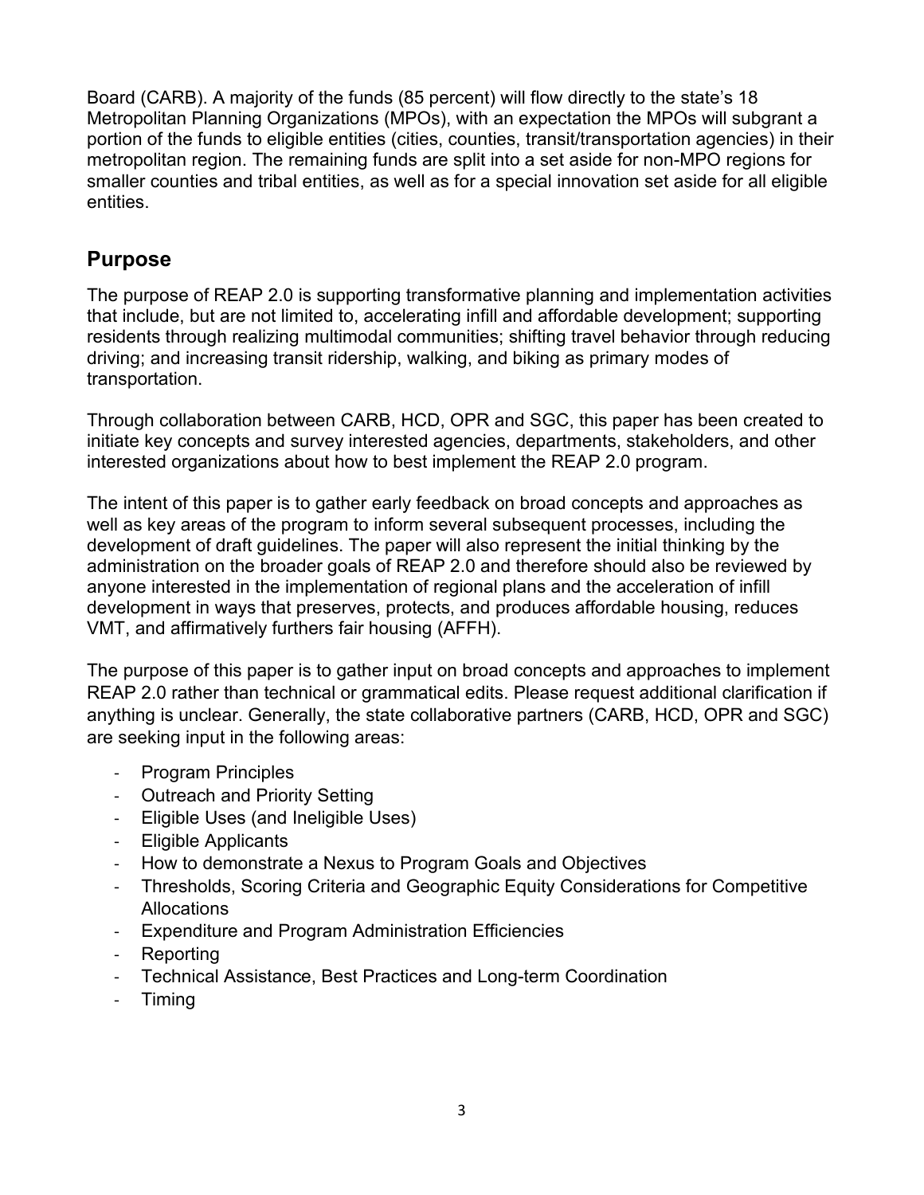Board (CARB). A majority of the funds (85 percent) will flow directly to the state's 18 Metropolitan Planning Organizations (MPOs), with an expectation the MPOs will subgrant a portion of the funds to eligible entities (cities, counties, transit/transportation agencies) in their metropolitan region. The remaining funds are split into a set aside for non-MPO regions for smaller counties and tribal entities, as well as for a special innovation set aside for all eligible entities.

## Purpose

The purpose of REAP 2.0 is supporting transformative planning and implementation activities that include, but are not limited to, accelerating infill and affordable development; supporting residents through realizing multimodal communities; shifting travel behavior through reducing driving; and increasing transit ridership, walking, and biking as primary modes of transportation.

Through collaboration between CARB, HCD, OPR and SGC, this paper has been created to initiate key concepts and survey interested agencies, departments, stakeholders, and other interested organizations about how to best implement the REAP 2.0 program.

The intent of this paper is to gather early feedback on broad concepts and approaches as well as key areas of the program to inform several subsequent processes, including the development of draft guidelines. The paper will also represent the initial thinking by the administration on the broader goals of REAP 2.0 and therefore should also be reviewed by anyone interested in the implementation of regional plans and the acceleration of infill development in ways that preserves, protects, and produces affordable housing, reduces VMT, and affirmatively furthers fair housing (AFFH).

The purpose of this paper is to gather input on broad concepts and approaches to implement REAP 2.0 rather than technical or grammatical edits. Please request additional clarification if anything is unclear. Generally, the state collaborative partners (CARB, HCD, OPR and SGC) are seeking input in the following areas:

- Program Principles
- Outreach and Priority Setting
- Eligible Uses (and Ineligible Uses)
- Eligible Applicants
- How to demonstrate a Nexus to Program Goals and Objectives
- Thresholds, Scoring Criteria and Geographic Equity Considerations for Competitive Allocations
- Expenditure and Program Administration Efficiencies
- Reporting
- Technical Assistance, Best Practices and Long-term Coordination
- Timing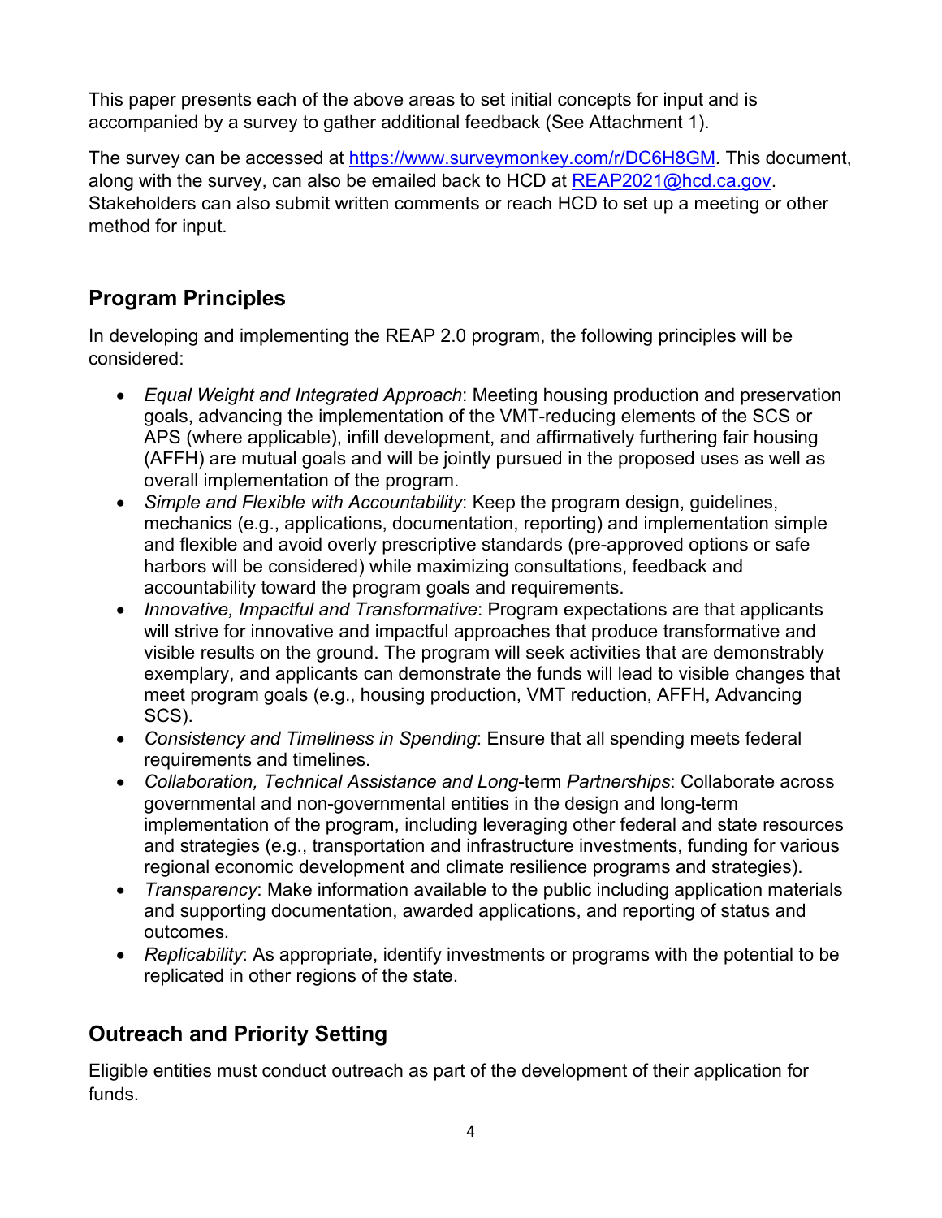This paper presents each of the above areas to set initial concepts for input and is accompanied by a survey to gather additional feedback (See Attachment 1).

The survey can be accessed at https://www.surveymonkey.com/r/DC6H8GM. This document, along with the survey, can also be emailed back to HCD at REAP2021@hcd.ca.gov. Stakeholders can also submit written comments or reach HCD to set up a meeting or other method for input.

## Program Principles

In developing and implementing the REAP 2.0 program, the following principles will be considered:

- *Equal Weight and Integrated Approach*: Meeting housing production and preservation goals, advancing the implementation of the VMT-reducing elements of the SCS or APS (where applicable), infill development, and affirmatively furthering fair housing (AFFH) are mutual goals and will be jointly pursued in the proposed uses as well as overall implementation of the program.
- *Simple and Flexible with Accountability*: Keep the program design, guidelines, mechanics (e.g., applications, documentation, reporting) and implementation simple and flexible and avoid overly prescriptive standards (pre-approved options or safe harbors will be considered) while maximizing consultations, feedback and accountability toward the program goals and requirements.
- *Innovative, Impactful and Transformative*: Program expectations are that applicants will strive for innovative and impactful approaches that produce transformative and visible results on the ground. The program will seek activities that are demonstrably exemplary, and applicants can demonstrate the funds will lead to visible changes that meet program goals (e.g., housing production, VMT reduction, AFFH, Advancing SCS).
- *Consistency and Timeliness in Spending*: Ensure that all spending meets federal requirements and timelines.
- *Collaboration, Technical Assistance and Long*-term *Partnerships*: Collaborate across governmental and non-governmental entities in the design and long-term implementation of the program, including leveraging other federal and state resources and strategies (e.g., transportation and infrastructure investments, funding for various regional economic development and climate resilience programs and strategies).
- *Transparency*: Make information available to the public including application materials and supporting documentation, awarded applications, and reporting of status and outcomes.
- *Replicability*: As appropriate, identify investments or programs with the potential to be replicated in other regions of the state.

## Outreach and Priority Setting

Eligible entities must conduct outreach as part of the development of their application for funds.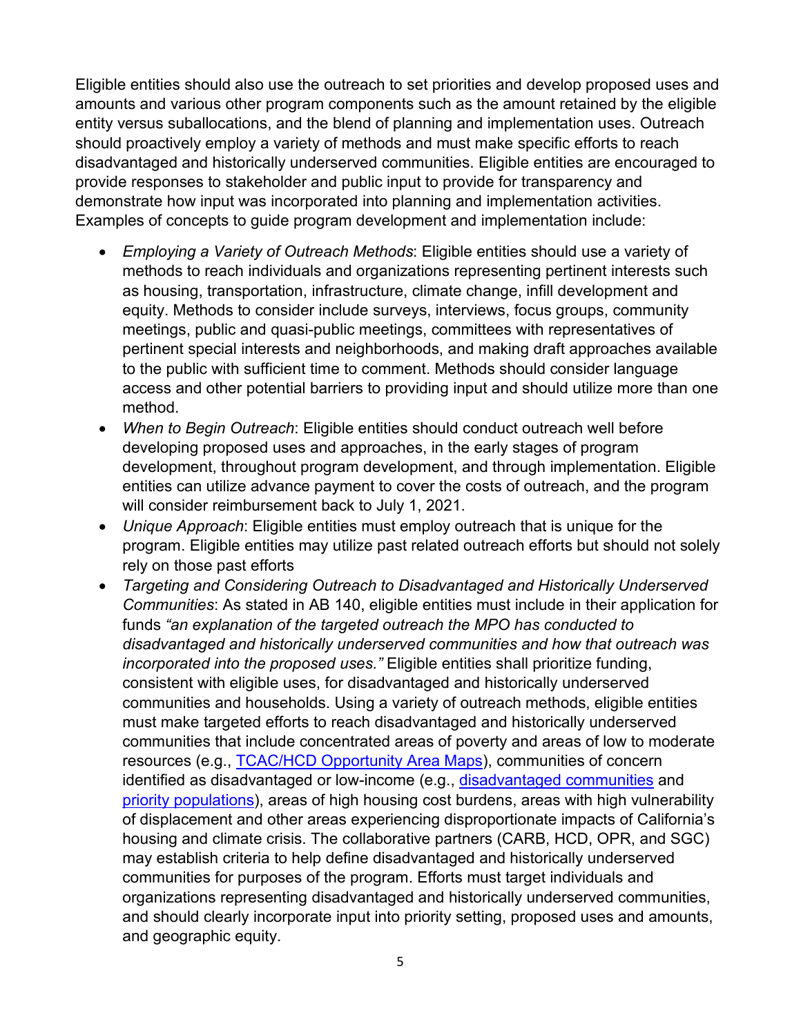Eligible entities should also use the outreach to set priorities and develop proposed uses and amounts and various other program components such as the amount retained by the eligible entity versus suballocations, and the blend of planning and implementation uses. Outreach should proactively employ a variety of methods and must make specific efforts to reach disadvantaged and historically underserved communities. Eligible entities are encouraged to provide responses to stakeholder and public input to provide for transparency and demonstrate how input was incorporated into planning and implementation activities. Examples of concepts to guide program development and implementation include:

- *Employing a Variety of Outreach Methods*: Eligible entities should use a variety of methods to reach individuals and organizations representing pertinent interests such as housing, transportation, infrastructure, climate change, infill development and equity. Methods to consider include surveys, interviews, focus groups, community meetings, public and quasi-public meetings, committees with representatives of pertinent special interests and neighborhoods, and making draft approaches available to the public with sufficient time to comment. Methods should consider language access and other potential barriers to providing input and should utilize more than one method.
- *When to Begin Outreach*: Eligible entities should conduct outreach well before developing proposed uses and approaches, in the early stages of program development, throughout program development, and through implementation. Eligible entities can utilize advance payment to cover the costs of outreach, and the program will consider reimbursement back to July 1, 2021.
- *Unique Approach*: Eligible entities must employ outreach that is unique for the program. Eligible entities may utilize past related outreach efforts but should not solely rely on those past efforts
- *Targeting and Considering Outreach to Disadvantaged and Historically Underserved Communities*: As stated in AB 140, eligible entities must include in their application for funds *"an explanation of the targeted outreach the MPO has conducted to disadvantaged and historically underserved communities and how that outreach was incorporated into the proposed uses."* Eligible entities shall prioritize funding, consistent with eligible uses, for disadvantaged and historically underserved communities and households. Using a variety of outreach methods, eligible entities must make targeted efforts to reach disadvantaged and historically underserved communities that include concentrated areas of poverty and areas of low to moderate resources (e.g., [TCAC/HCD Opportunity Area Maps]()), communities of concern identified as disadvantaged or low-income (e.g., [disadvantaged communities]() and [priority populations]()), areas of high housing cost burdens, areas with high vulnerability of displacement and other areas experiencing disproportionate impacts of California's housing and climate crisis. The collaborative partners (CARB, HCD, OPR, and SGC) may establish criteria to help define disadvantaged and historically underserved communities for purposes of the program. Efforts must target individuals and organizations representing disadvantaged and historically underserved communities, and should clearly incorporate input into priority setting, proposed uses and amounts, and geographic equity.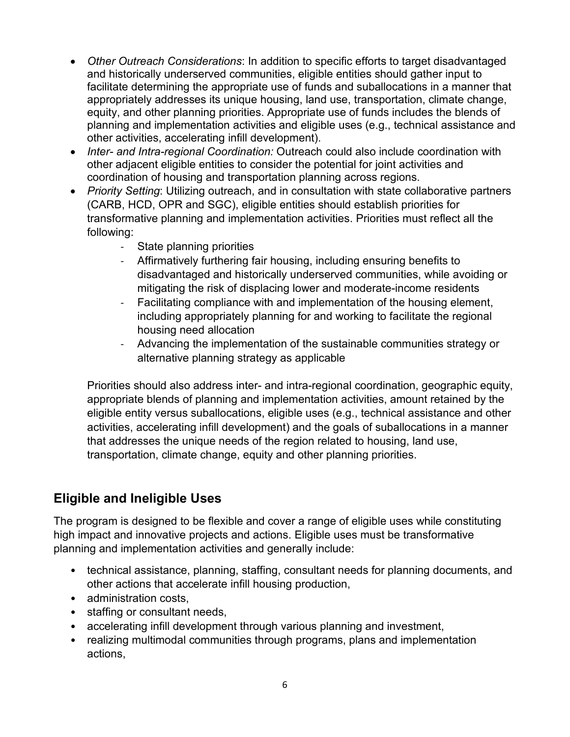- *Other Outreach Considerations*: In addition to specific efforts to target disadvantaged and historically underserved communities, eligible entities should gather input to facilitate determining the appropriate use of funds and suballocations in a manner that appropriately addresses its unique housing, land use, transportation, climate change, equity, and other planning priorities. Appropriate use of funds includes the blends of planning and implementation activities and eligible uses (e.g., technical assistance and other activities, accelerating infill development).
- *Inter- and Intra-regional Coordination:* Outreach could also include coordination with other adjacent eligible entities to consider the potential for joint activities and coordination of housing and transportation planning across regions.
- *Priority Setting*: Utilizing outreach, and in consultation with state collaborative partners (CARB, HCD, OPR and SGC), eligible entities should establish priorities for transformative planning and implementation activities. Priorities must reflect all the following:
    - State planning priorities
    - Affirmatively furthering fair housing, including ensuring benefits to disadvantaged and historically underserved communities, while avoiding or mitigating the risk of displacing lower and moderate-income residents
    - Facilitating compliance with and implementation of the housing element, including appropriately planning for and working to facilitate the regional housing need allocation
    - Advancing the implementation of the sustainable communities strategy or alternative planning strategy as applicable

  Priorities should also address inter- and intra-regional coordination, geographic equity, appropriate blends of planning and implementation activities, amount retained by the eligible entity versus suballocations, eligible uses (e.g., technical assistance and other activities, accelerating infill development) and the goals of suballocations in a manner that addresses the unique needs of the region related to housing, land use, transportation, climate change, equity and other planning priorities.

## Eligible and Ineligible Uses

The program is designed to be flexible and cover a range of eligible uses while constituting high impact and innovative projects and actions. Eligible uses must be transformative planning and implementation activities and generally include:

- technical assistance, planning, staffing, consultant needs for planning documents, and other actions that accelerate infill housing production,
- administration costs,
- staffing or consultant needs,
- accelerating infill development through various planning and investment,
- realizing multimodal communities through programs, plans and implementation actions,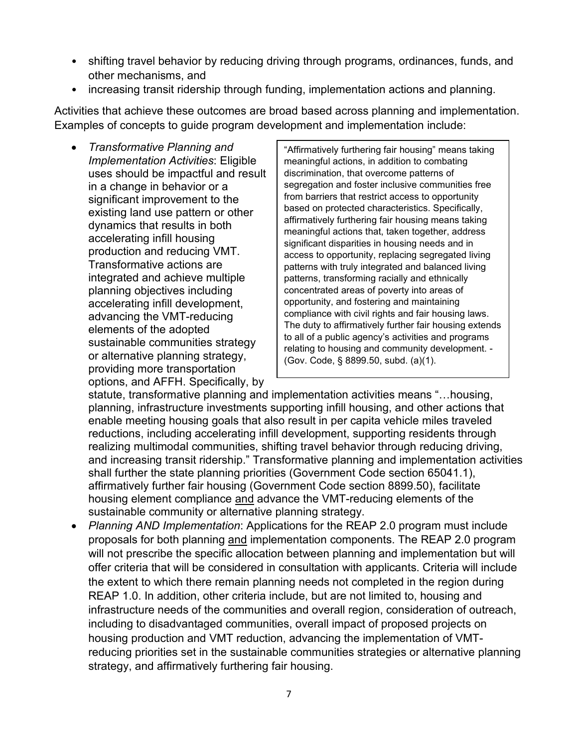- shifting travel behavior by reducing driving through programs, ordinances, funds, and other mechanisms, and
- increasing transit ridership through funding, implementation actions and planning.

Activities that achieve these outcomes are broad based across planning and implementation. Examples of concepts to guide program development and implementation include:

> "Affirmatively furthering fair housing" means taking meaningful actions, in addition to combating discrimination, that overcome patterns of segregation and foster inclusive communities free from barriers that restrict access to opportunity based on protected characteristics. Specifically, affirmatively furthering fair housing means taking meaningful actions that, taken together, address significant disparities in housing needs and in access to opportunity, replacing segregated living patterns with truly integrated and balanced living patterns, transforming racially and ethnically concentrated areas of poverty into areas of opportunity, and fostering and maintaining compliance with civil rights and fair housing laws. The duty to affirmatively further fair housing extends to all of a public agency's activities and programs relating to housing and community development. - (Gov. Code, § 8899.50, subd. (a)(1).

- *Transformative Planning and Implementation Activities*: Eligible uses should be impactful and result in a change in behavior or a significant improvement to the existing land use pattern or other dynamics that results in both accelerating infill housing production and reducing VMT. Transformative actions are integrated and achieve multiple planning objectives including accelerating infill development, advancing the VMT-reducing elements of the adopted sustainable communities strategy or alternative planning strategy, providing more transportation options, and AFFH. Specifically, by statute, transformative planning and implementation activities means "…housing, planning, infrastructure investments supporting infill housing, and other actions that enable meeting housing goals that also result in per capita vehicle miles traveled reductions, including accelerating infill development, supporting residents through realizing multimodal communities, shifting travel behavior through reducing driving, and increasing transit ridership." Transformative planning and implementation activities shall further the state planning priorities (Government Code section 65041.1), affirmatively further fair housing (Government Code section 8899.50), facilitate housing element compliance <u>and</u> advance the VMT-reducing elements of the sustainable community or alternative planning strategy.
- *Planning AND Implementation*: Applications for the REAP 2.0 program must include proposals for both planning <u>and</u> implementation components. The REAP 2.0 program will not prescribe the specific allocation between planning and implementation but will offer criteria that will be considered in consultation with applicants. Criteria will include the extent to which there remain planning needs not completed in the region during REAP 1.0. In addition, other criteria include, but are not limited to, housing and infrastructure needs of the communities and overall region, consideration of outreach, including to disadvantaged communities, overall impact of proposed projects on housing production and VMT reduction, advancing the implementation of VMT-reducing priorities set in the sustainable communities strategies or alternative planning strategy, and affirmatively furthering fair housing.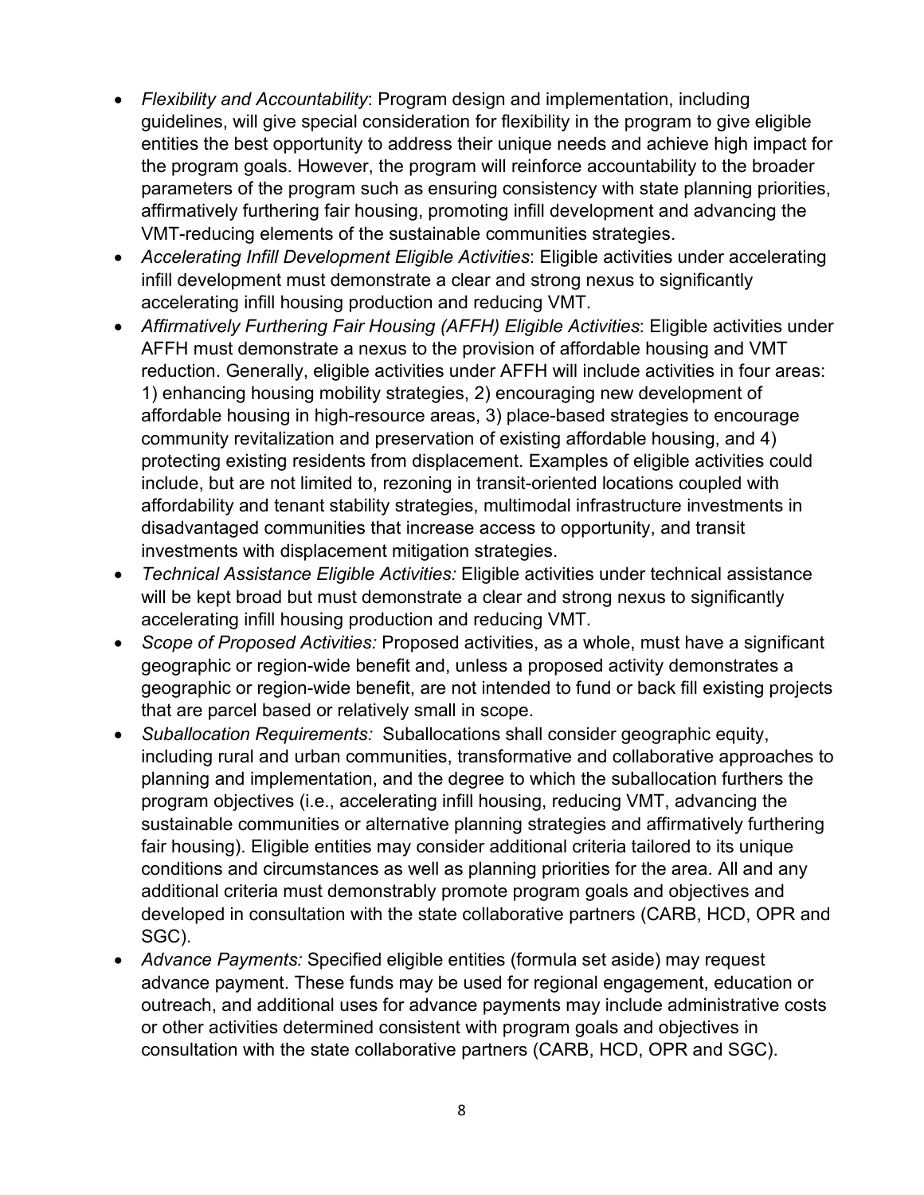- *Flexibility and Accountability*: Program design and implementation, including guidelines, will give special consideration for flexibility in the program to give eligible entities the best opportunity to address their unique needs and achieve high impact for the program goals. However, the program will reinforce accountability to the broader parameters of the program such as ensuring consistency with state planning priorities, affirmatively furthering fair housing, promoting infill development and advancing the VMT-reducing elements of the sustainable communities strategies.
- *Accelerating Infill Development Eligible Activities*: Eligible activities under accelerating infill development must demonstrate a clear and strong nexus to significantly accelerating infill housing production and reducing VMT.
- *Affirmatively Furthering Fair Housing (AFFH) Eligible Activities*: Eligible activities under AFFH must demonstrate a nexus to the provision of affordable housing and VMT reduction. Generally, eligible activities under AFFH will include activities in four areas: 1) enhancing housing mobility strategies, 2) encouraging new development of affordable housing in high-resource areas, 3) place-based strategies to encourage community revitalization and preservation of existing affordable housing, and 4) protecting existing residents from displacement. Examples of eligible activities could include, but are not limited to, rezoning in transit-oriented locations coupled with affordability and tenant stability strategies, multimodal infrastructure investments in disadvantaged communities that increase access to opportunity, and transit investments with displacement mitigation strategies.
- *Technical Assistance Eligible Activities:* Eligible activities under technical assistance will be kept broad but must demonstrate a clear and strong nexus to significantly accelerating infill housing production and reducing VMT.
- *Scope of Proposed Activities:* Proposed activities, as a whole, must have a significant geographic or region-wide benefit and, unless a proposed activity demonstrates a geographic or region-wide benefit, are not intended to fund or back fill existing projects that are parcel based or relatively small in scope.
- *Suballocation Requirements:* Suballocations shall consider geographic equity, including rural and urban communities, transformative and collaborative approaches to planning and implementation, and the degree to which the suballocation furthers the program objectives (i.e., accelerating infill housing, reducing VMT, advancing the sustainable communities or alternative planning strategies and affirmatively furthering fair housing). Eligible entities may consider additional criteria tailored to its unique conditions and circumstances as well as planning priorities for the area. All and any additional criteria must demonstrably promote program goals and objectives and developed in consultation with the state collaborative partners (CARB, HCD, OPR and SGC).
- *Advance Payments:* Specified eligible entities (formula set aside) may request advance payment. These funds may be used for regional engagement, education or outreach, and additional uses for advance payments may include administrative costs or other activities determined consistent with program goals and objectives in consultation with the state collaborative partners (CARB, HCD, OPR and SGC).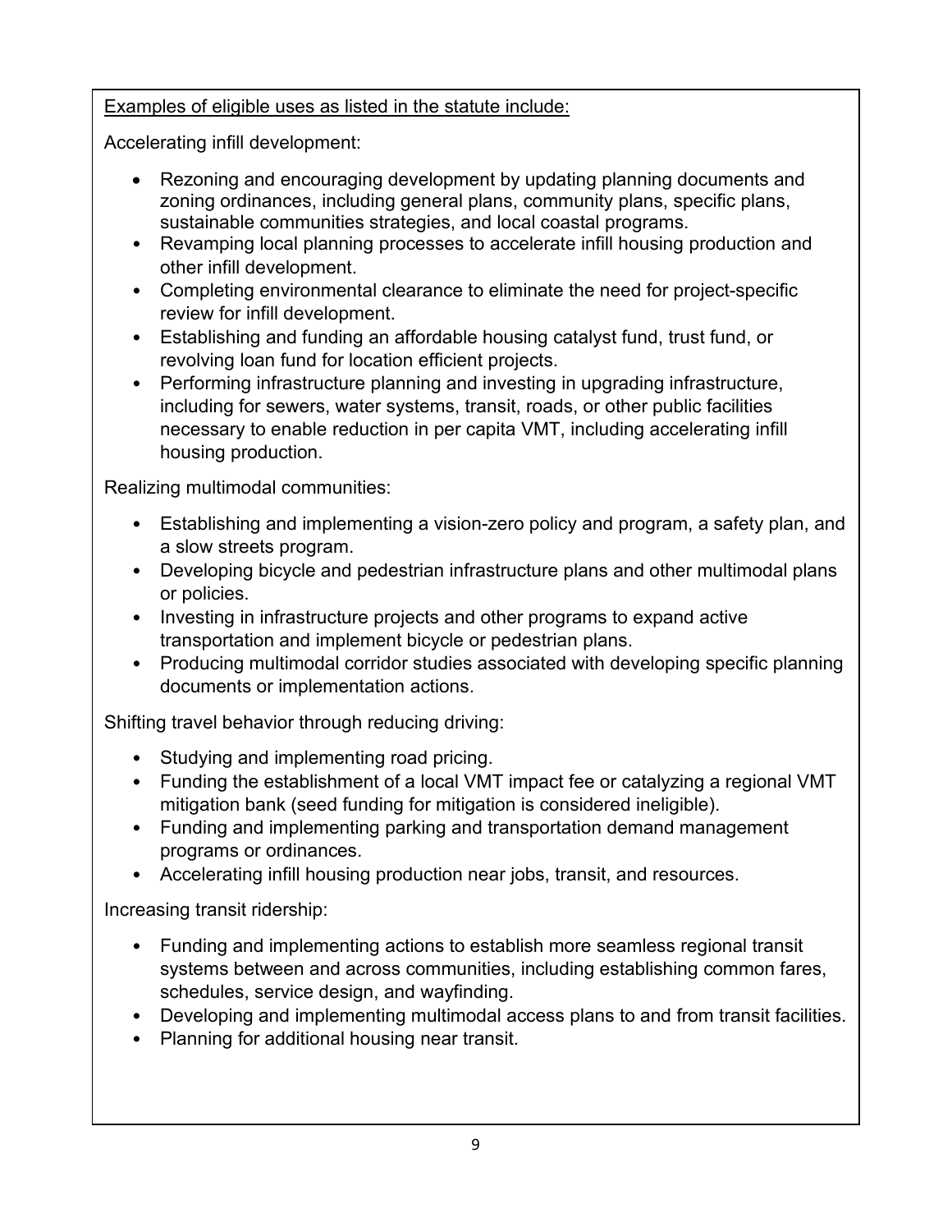Examples of eligible uses as listed in the statute include:

Accelerating infill development:

- Rezoning and encouraging development by updating planning documents and zoning ordinances, including general plans, community plans, specific plans, sustainable communities strategies, and local coastal programs.
- Revamping local planning processes to accelerate infill housing production and other infill development.
- Completing environmental clearance to eliminate the need for project-specific review for infill development.
- Establishing and funding an affordable housing catalyst fund, trust fund, or revolving loan fund for location efficient projects.
- Performing infrastructure planning and investing in upgrading infrastructure, including for sewers, water systems, transit, roads, or other public facilities necessary to enable reduction in per capita VMT, including accelerating infill housing production.

Realizing multimodal communities:

- Establishing and implementing a vision-zero policy and program, a safety plan, and a slow streets program.
- Developing bicycle and pedestrian infrastructure plans and other multimodal plans or policies.
- Investing in infrastructure projects and other programs to expand active transportation and implement bicycle or pedestrian plans.
- Producing multimodal corridor studies associated with developing specific planning documents or implementation actions.

Shifting travel behavior through reducing driving:

- Studying and implementing road pricing.
- Funding the establishment of a local VMT impact fee or catalyzing a regional VMT mitigation bank (seed funding for mitigation is considered ineligible).
- Funding and implementing parking and transportation demand management programs or ordinances.
- Accelerating infill housing production near jobs, transit, and resources.

Increasing transit ridership:

- Funding and implementing actions to establish more seamless regional transit systems between and across communities, including establishing common fares, schedules, service design, and wayfinding.
- Developing and implementing multimodal access plans to and from transit facilities.
- Planning for additional housing near transit.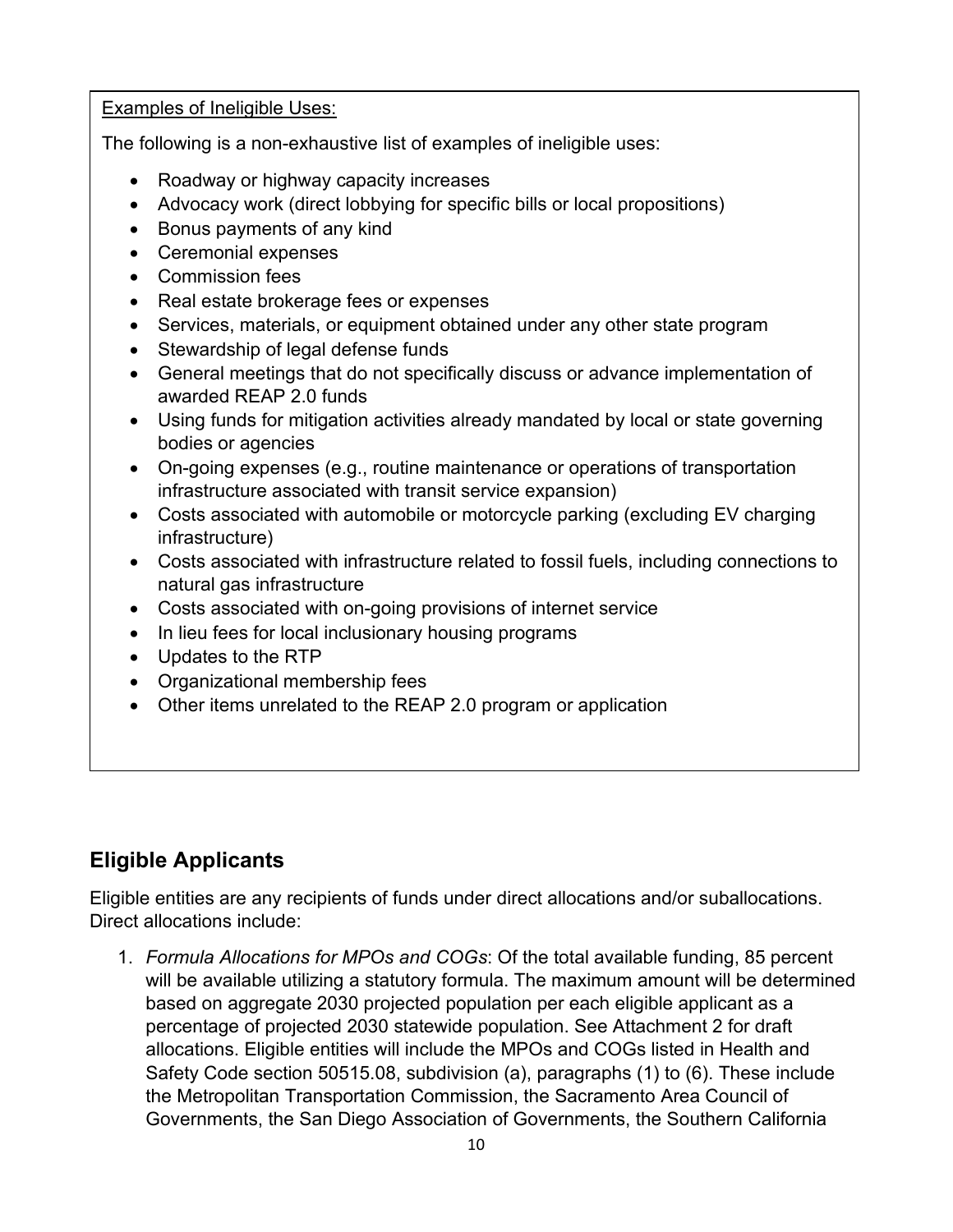<u>Examples of Ineligible Uses:</u>

The following is a non-exhaustive list of examples of ineligible uses:

- Roadway or highway capacity increases
- Advocacy work (direct lobbying for specific bills or local propositions)
- Bonus payments of any kind
- Ceremonial expenses
- Commission fees
- Real estate brokerage fees or expenses
- Services, materials, or equipment obtained under any other state program
- Stewardship of legal defense funds
- General meetings that do not specifically discuss or advance implementation of awarded REAP 2.0 funds
- Using funds for mitigation activities already mandated by local or state governing bodies or agencies
- On-going expenses (e.g., routine maintenance or operations of transportation infrastructure associated with transit service expansion)
- Costs associated with automobile or motorcycle parking (excluding EV charging infrastructure)
- Costs associated with infrastructure related to fossil fuels, including connections to natural gas infrastructure
- Costs associated with on-going provisions of internet service
- In lieu fees for local inclusionary housing programs
- Updates to the RTP
- Organizational membership fees
- Other items unrelated to the REAP 2.0 program or application

## Eligible Applicants

Eligible entities are any recipients of funds under direct allocations and/or suballocations. Direct allocations include:

1. *Formula Allocations for MPOs and COGs*: Of the total available funding, 85 percent will be available utilizing a statutory formula. The maximum amount will be determined based on aggregate 2030 projected population per each eligible applicant as a percentage of projected 2030 statewide population. See Attachment 2 for draft allocations. Eligible entities will include the MPOs and COGs listed in Health and Safety Code section 50515.08, subdivision (a), paragraphs (1) to (6). These include the Metropolitan Transportation Commission, the Sacramento Area Council of Governments, the San Diego Association of Governments, the Southern California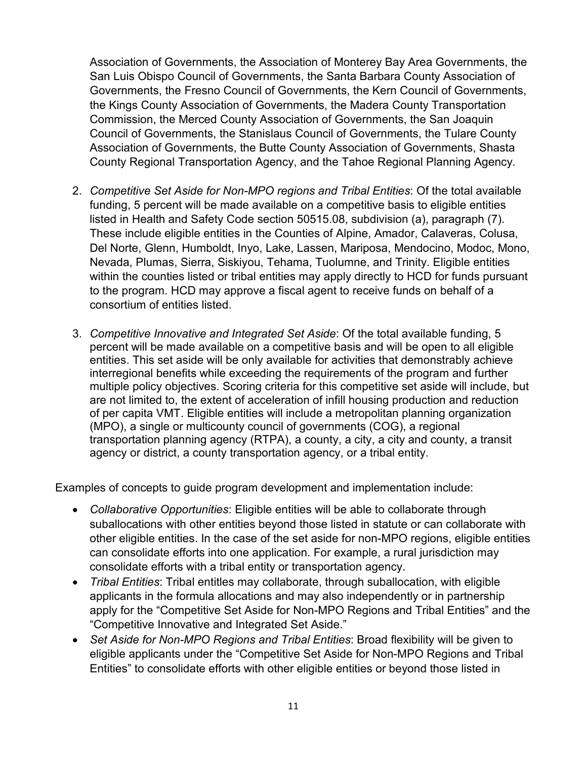Association of Governments, the Association of Monterey Bay Area Governments, the San Luis Obispo Council of Governments, the Santa Barbara County Association of Governments, the Fresno Council of Governments, the Kern Council of Governments, the Kings County Association of Governments, the Madera County Transportation Commission, the Merced County Association of Governments, the San Joaquin Council of Governments, the Stanislaus Council of Governments, the Tulare County Association of Governments, the Butte County Association of Governments, Shasta County Regional Transportation Agency, and the Tahoe Regional Planning Agency.

2. *Competitive Set Aside for Non-MPO regions and Tribal Entities*: Of the total available funding, 5 percent will be made available on a competitive basis to eligible entities listed in Health and Safety Code section 50515.08, subdivision (a), paragraph (7). These include eligible entities in the Counties of Alpine, Amador, Calaveras, Colusa, Del Norte, Glenn, Humboldt, Inyo, Lake, Lassen, Mariposa, Mendocino, Modoc, Mono, Nevada, Plumas, Sierra, Siskiyou, Tehama, Tuolumne, and Trinity. Eligible entities within the counties listed or tribal entities may apply directly to HCD for funds pursuant to the program. HCD may approve a fiscal agent to receive funds on behalf of a consortium of entities listed.

3. *Competitive Innovative and Integrated Set Aside*: Of the total available funding, 5 percent will be made available on a competitive basis and will be open to all eligible entities. This set aside will be only available for activities that demonstrably achieve interregional benefits while exceeding the requirements of the program and further multiple policy objectives. Scoring criteria for this competitive set aside will include, but are not limited to, the extent of acceleration of infill housing production and reduction of per capita VMT. Eligible entities will include a metropolitan planning organization (MPO), a single or multicounty council of governments (COG), a regional transportation planning agency (RTPA), a county, a city, a city and county, a transit agency or district, a county transportation agency, or a tribal entity.

Examples of concepts to guide program development and implementation include:

- *Collaborative Opportunities*: Eligible entities will be able to collaborate through suballocations with other entities beyond those listed in statute or can collaborate with other eligible entities. In the case of the set aside for non-MPO regions, eligible entities can consolidate efforts into one application. For example, a rural jurisdiction may consolidate efforts with a tribal entity or transportation agency.
- *Tribal Entities*: Tribal entitles may collaborate, through suballocation, with eligible applicants in the formula allocations and may also independently or in partnership apply for the "Competitive Set Aside for Non-MPO Regions and Tribal Entities" and the "Competitive Innovative and Integrated Set Aside."
- *Set Aside for Non-MPO Regions and Tribal Entities*: Broad flexibility will be given to eligible applicants under the "Competitive Set Aside for Non-MPO Regions and Tribal Entities" to consolidate efforts with other eligible entities or beyond those listed in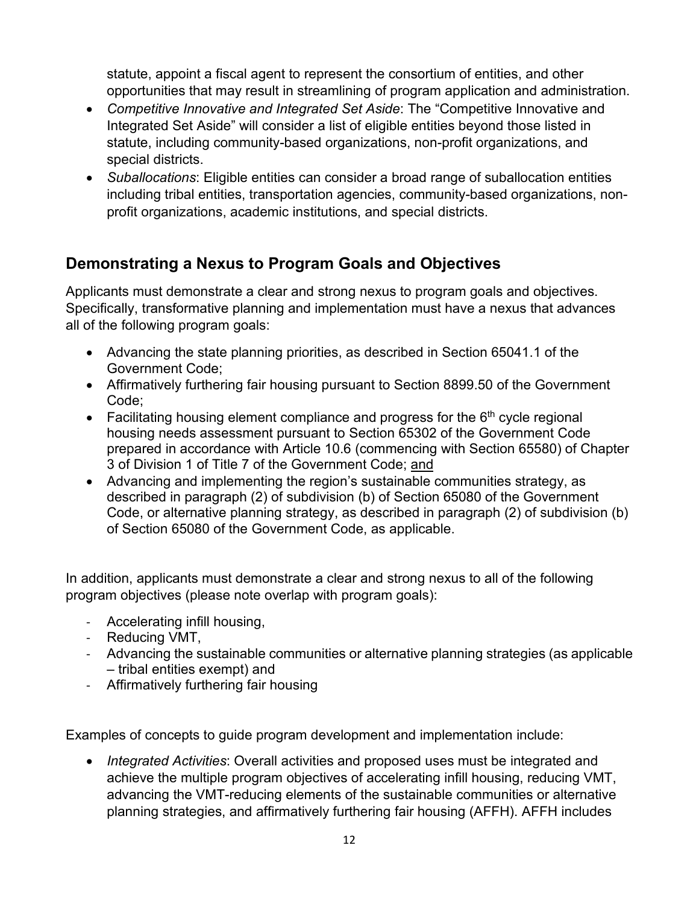statute, appoint a fiscal agent to represent the consortium of entities, and other opportunities that may result in streamlining of program application and administration.

- *Competitive Innovative and Integrated Set Aside*: The "Competitive Innovative and Integrated Set Aside" will consider a list of eligible entities beyond those listed in statute, including community-based organizations, non-profit organizations, and special districts.
- *Suballocations*: Eligible entities can consider a broad range of suballocation entities including tribal entities, transportation agencies, community-based organizations, non-profit organizations, academic institutions, and special districts.

## Demonstrating a Nexus to Program Goals and Objectives

Applicants must demonstrate a clear and strong nexus to program goals and objectives. Specifically, transformative planning and implementation must have a nexus that advances all of the following program goals:

- Advancing the state planning priorities, as described in Section 65041.1 of the Government Code;
- Affirmatively furthering fair housing pursuant to Section 8899.50 of the Government Code;
- Facilitating housing element compliance and progress for the 6th cycle regional housing needs assessment pursuant to Section 65302 of the Government Code prepared in accordance with Article 10.6 (commencing with Section 65580) of Chapter 3 of Division 1 of Title 7 of the Government Code; and
- Advancing and implementing the region's sustainable communities strategy, as described in paragraph (2) of subdivision (b) of Section 65080 of the Government Code, or alternative planning strategy, as described in paragraph (2) of subdivision (b) of Section 65080 of the Government Code, as applicable.

In addition, applicants must demonstrate a clear and strong nexus to all of the following program objectives (please note overlap with program goals):

- Accelerating infill housing,
- Reducing VMT,
- Advancing the sustainable communities or alternative planning strategies (as applicable – tribal entities exempt) and
- Affirmatively furthering fair housing

Examples of concepts to guide program development and implementation include:

- *Integrated Activities*: Overall activities and proposed uses must be integrated and achieve the multiple program objectives of accelerating infill housing, reducing VMT, advancing the VMT-reducing elements of the sustainable communities or alternative planning strategies, and affirmatively furthering fair housing (AFFH). AFFH includes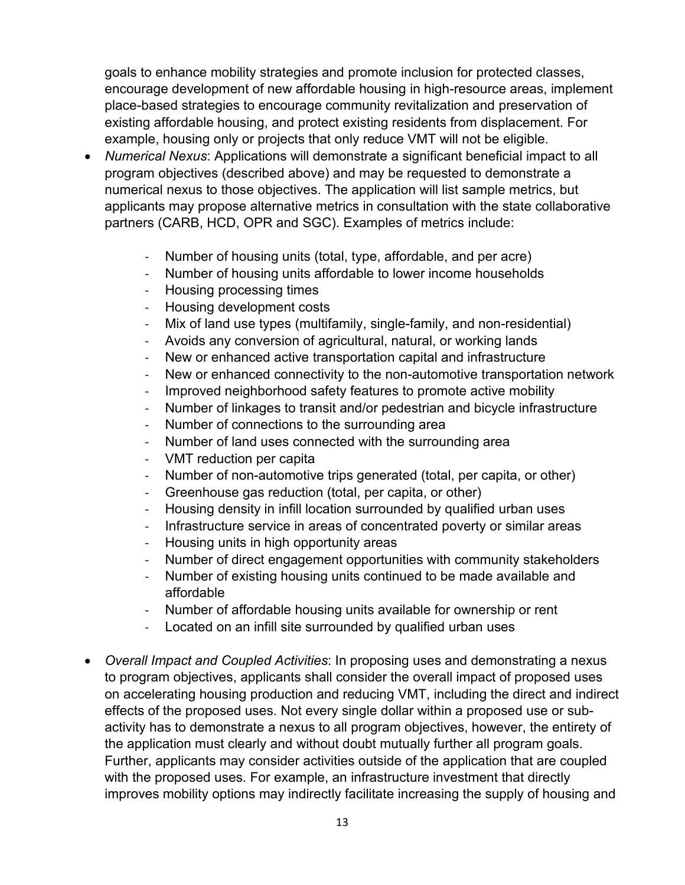goals to enhance mobility strategies and promote inclusion for protected classes, encourage development of new affordable housing in high-resource areas, implement place-based strategies to encourage community revitalization and preservation of existing affordable housing, and protect existing residents from displacement. For example, housing only or projects that only reduce VMT will not be eligible.

- *Numerical Nexus*: Applications will demonstrate a significant beneficial impact to all program objectives (described above) and may be requested to demonstrate a numerical nexus to those objectives. The application will list sample metrics, but applicants may propose alternative metrics in consultation with the state collaborative partners (CARB, HCD, OPR and SGC). Examples of metrics include:

  - Number of housing units (total, type, affordable, and per acre)
  - Number of housing units affordable to lower income households
  - Housing processing times
  - Housing development costs
  - Mix of land use types (multifamily, single-family, and non-residential)
  - Avoids any conversion of agricultural, natural, or working lands
  - New or enhanced active transportation capital and infrastructure
  - New or enhanced connectivity to the non-automotive transportation network
  - Improved neighborhood safety features to promote active mobility
  - Number of linkages to transit and/or pedestrian and bicycle infrastructure
  - Number of connections to the surrounding area
  - Number of land uses connected with the surrounding area
  - VMT reduction per capita
  - Number of non-automotive trips generated (total, per capita, or other)
  - Greenhouse gas reduction (total, per capita, or other)
  - Housing density in infill location surrounded by qualified urban uses
  - Infrastructure service in areas of concentrated poverty or similar areas
  - Housing units in high opportunity areas
  - Number of direct engagement opportunities with community stakeholders
  - Number of existing housing units continued to be made available and affordable
  - Number of affordable housing units available for ownership or rent
  - Located on an infill site surrounded by qualified urban uses

- *Overall Impact and Coupled Activities*: In proposing uses and demonstrating a nexus to program objectives, applicants shall consider the overall impact of proposed uses on accelerating housing production and reducing VMT, including the direct and indirect effects of the proposed uses. Not every single dollar within a proposed use or sub-activity has to demonstrate a nexus to all program objectives, however, the entirety of the application must clearly and without doubt mutually further all program goals. Further, applicants may consider activities outside of the application that are coupled with the proposed uses. For example, an infrastructure investment that directly improves mobility options may indirectly facilitate increasing the supply of housing and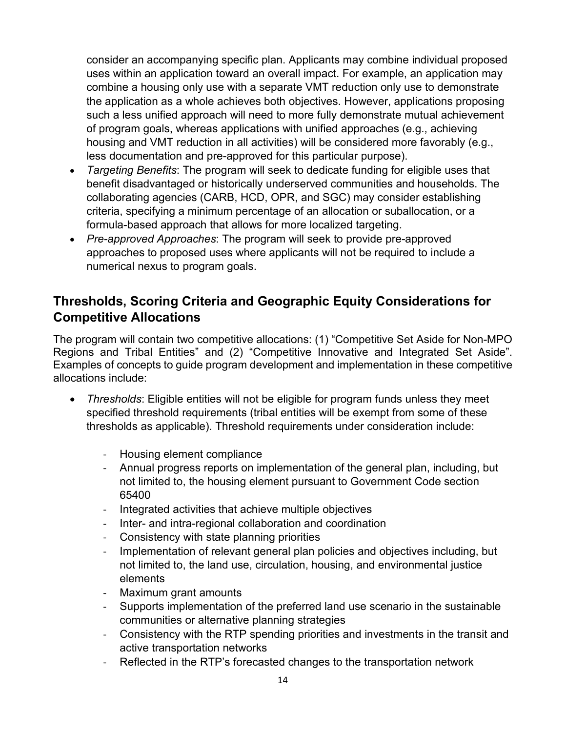consider an accompanying specific plan. Applicants may combine individual proposed uses within an application toward an overall impact. For example, an application may combine a housing only use with a separate VMT reduction only use to demonstrate the application as a whole achieves both objectives. However, applications proposing such a less unified approach will need to more fully demonstrate mutual achievement of program goals, whereas applications with unified approaches (e.g., achieving housing and VMT reduction in all activities) will be considered more favorably (e.g., less documentation and pre-approved for this particular purpose).

- *Targeting Benefits*: The program will seek to dedicate funding for eligible uses that benefit disadvantaged or historically underserved communities and households. The collaborating agencies (CARB, HCD, OPR, and SGC) may consider establishing criteria, specifying a minimum percentage of an allocation or suballocation, or a formula-based approach that allows for more localized targeting.
- *Pre-approved Approaches*: The program will seek to provide pre-approved approaches to proposed uses where applicants will not be required to include a numerical nexus to program goals.

## Thresholds, Scoring Criteria and Geographic Equity Considerations for Competitive Allocations

The program will contain two competitive allocations: (1) "Competitive Set Aside for Non-MPO Regions and Tribal Entities" and (2) "Competitive Innovative and Integrated Set Aside". Examples of concepts to guide program development and implementation in these competitive allocations include:

- *Thresholds*: Eligible entities will not be eligible for program funds unless they meet specified threshold requirements (tribal entities will be exempt from some of these thresholds as applicable). Threshold requirements under consideration include:
  - Housing element compliance
  - Annual progress reports on implementation of the general plan, including, but not limited to, the housing element pursuant to Government Code section 65400
  - Integrated activities that achieve multiple objectives
  - Inter- and intra-regional collaboration and coordination
  - Consistency with state planning priorities
  - Implementation of relevant general plan policies and objectives including, but not limited to, the land use, circulation, housing, and environmental justice elements
  - Maximum grant amounts
  - Supports implementation of the preferred land use scenario in the sustainable communities or alternative planning strategies
  - Consistency with the RTP spending priorities and investments in the transit and active transportation networks
  - Reflected in the RTP's forecasted changes to the transportation network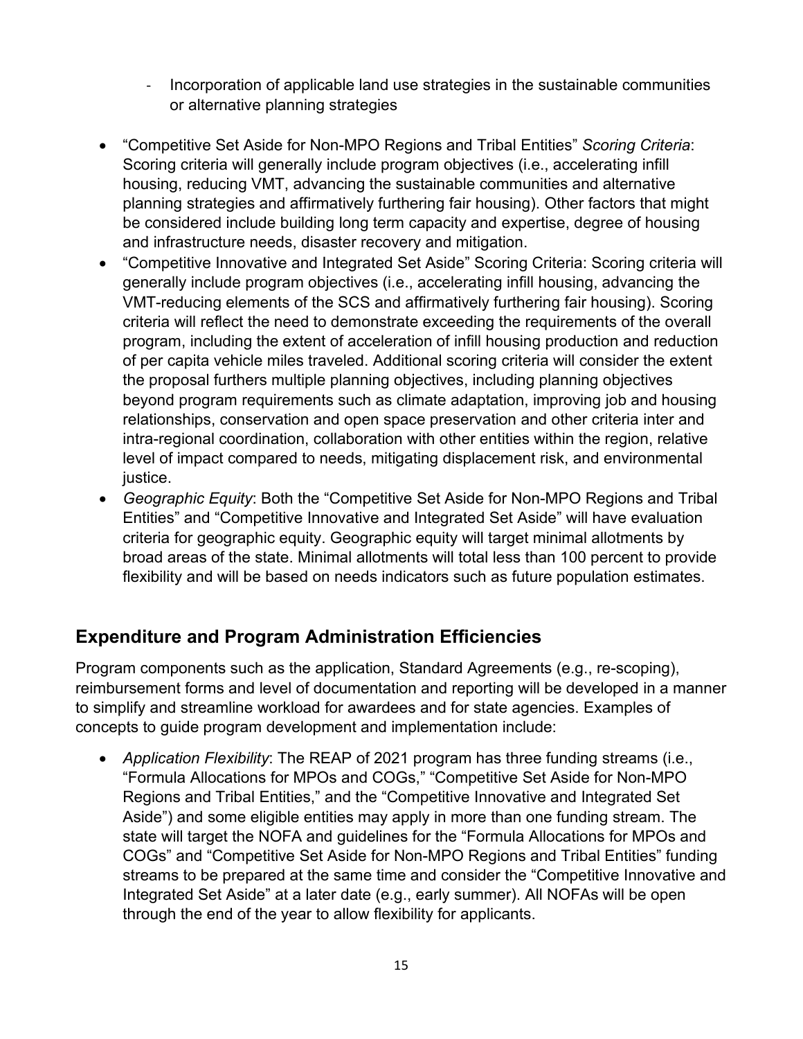- Incorporation of applicable land use strategies in the sustainable communities or alternative planning strategies

- "Competitive Set Aside for Non-MPO Regions and Tribal Entities" *Scoring Criteria*: Scoring criteria will generally include program objectives (i.e., accelerating infill housing, reducing VMT, advancing the sustainable communities and alternative planning strategies and affirmatively furthering fair housing). Other factors that might be considered include building long term capacity and expertise, degree of housing and infrastructure needs, disaster recovery and mitigation.
- "Competitive Innovative and Integrated Set Aside" Scoring Criteria: Scoring criteria will generally include program objectives (i.e., accelerating infill housing, advancing the VMT-reducing elements of the SCS and affirmatively furthering fair housing). Scoring criteria will reflect the need to demonstrate exceeding the requirements of the overall program, including the extent of acceleration of infill housing production and reduction of per capita vehicle miles traveled. Additional scoring criteria will consider the extent the proposal furthers multiple planning objectives, including planning objectives beyond program requirements such as climate adaptation, improving job and housing relationships, conservation and open space preservation and other criteria inter and intra-regional coordination, collaboration with other entities within the region, relative level of impact compared to needs, mitigating displacement risk, and environmental justice.
- *Geographic Equity*: Both the "Competitive Set Aside for Non-MPO Regions and Tribal Entities" and "Competitive Innovative and Integrated Set Aside" will have evaluation criteria for geographic equity. Geographic equity will target minimal allotments by broad areas of the state. Minimal allotments will total less than 100 percent to provide flexibility and will be based on needs indicators such as future population estimates.

## Expenditure and Program Administration Efficiencies

Program components such as the application, Standard Agreements (e.g., re-scoping), reimbursement forms and level of documentation and reporting will be developed in a manner to simplify and streamline workload for awardees and for state agencies. Examples of concepts to guide program development and implementation include:

- *Application Flexibility*: The REAP of 2021 program has three funding streams (i.e., "Formula Allocations for MPOs and COGs," "Competitive Set Aside for Non-MPO Regions and Tribal Entities," and the "Competitive Innovative and Integrated Set Aside") and some eligible entities may apply in more than one funding stream. The state will target the NOFA and guidelines for the "Formula Allocations for MPOs and COGs" and "Competitive Set Aside for Non-MPO Regions and Tribal Entities" funding streams to be prepared at the same time and consider the "Competitive Innovative and Integrated Set Aside" at a later date (e.g., early summer). All NOFAs will be open through the end of the year to allow flexibility for applicants.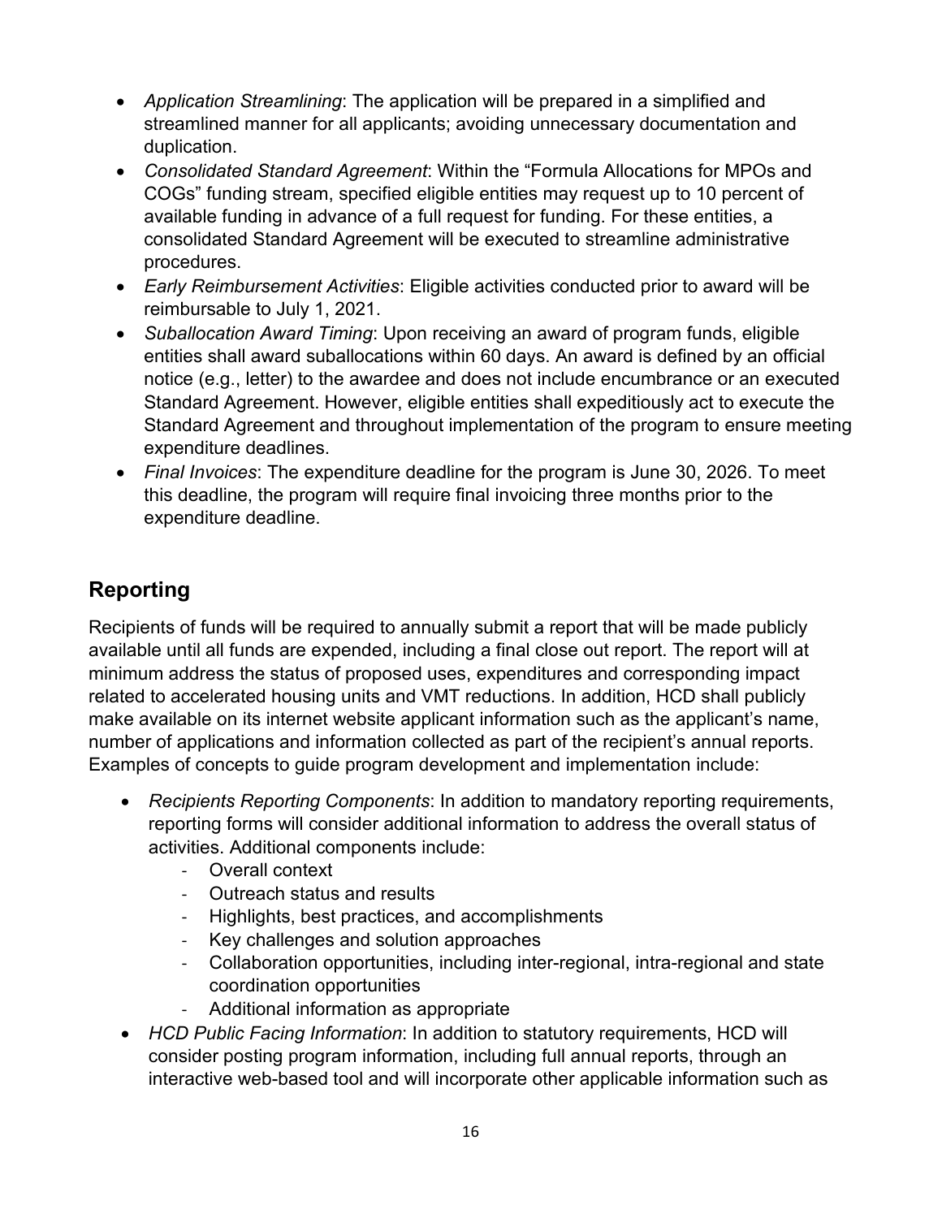- *Application Streamlining*: The application will be prepared in a simplified and streamlined manner for all applicants; avoiding unnecessary documentation and duplication.
- *Consolidated Standard Agreement*: Within the "Formula Allocations for MPOs and COGs" funding stream, specified eligible entities may request up to 10 percent of available funding in advance of a full request for funding. For these entities, a consolidated Standard Agreement will be executed to streamline administrative procedures.
- *Early Reimbursement Activities*: Eligible activities conducted prior to award will be reimbursable to July 1, 2021.
- *Suballocation Award Timing*: Upon receiving an award of program funds, eligible entities shall award suballocations within 60 days. An award is defined by an official notice (e.g., letter) to the awardee and does not include encumbrance or an executed Standard Agreement. However, eligible entities shall expeditiously act to execute the Standard Agreement and throughout implementation of the program to ensure meeting expenditure deadlines.
- *Final Invoices*: The expenditure deadline for the program is June 30, 2026. To meet this deadline, the program will require final invoicing three months prior to the expenditure deadline.

## Reporting

Recipients of funds will be required to annually submit a report that will be made publicly available until all funds are expended, including a final close out report. The report will at minimum address the status of proposed uses, expenditures and corresponding impact related to accelerated housing units and VMT reductions. In addition, HCD shall publicly make available on its internet website applicant information such as the applicant's name, number of applications and information collected as part of the recipient's annual reports. Examples of concepts to guide program development and implementation include:

- *Recipients Reporting Components*: In addition to mandatory reporting requirements, reporting forms will consider additional information to address the overall status of activities. Additional components include:
  - Overall context
  - Outreach status and results
  - Highlights, best practices, and accomplishments
  - Key challenges and solution approaches
  - Collaboration opportunities, including inter-regional, intra-regional and state coordination opportunities
  - Additional information as appropriate
- *HCD Public Facing Information*: In addition to statutory requirements, HCD will consider posting program information, including full annual reports, through an interactive web-based tool and will incorporate other applicable information such as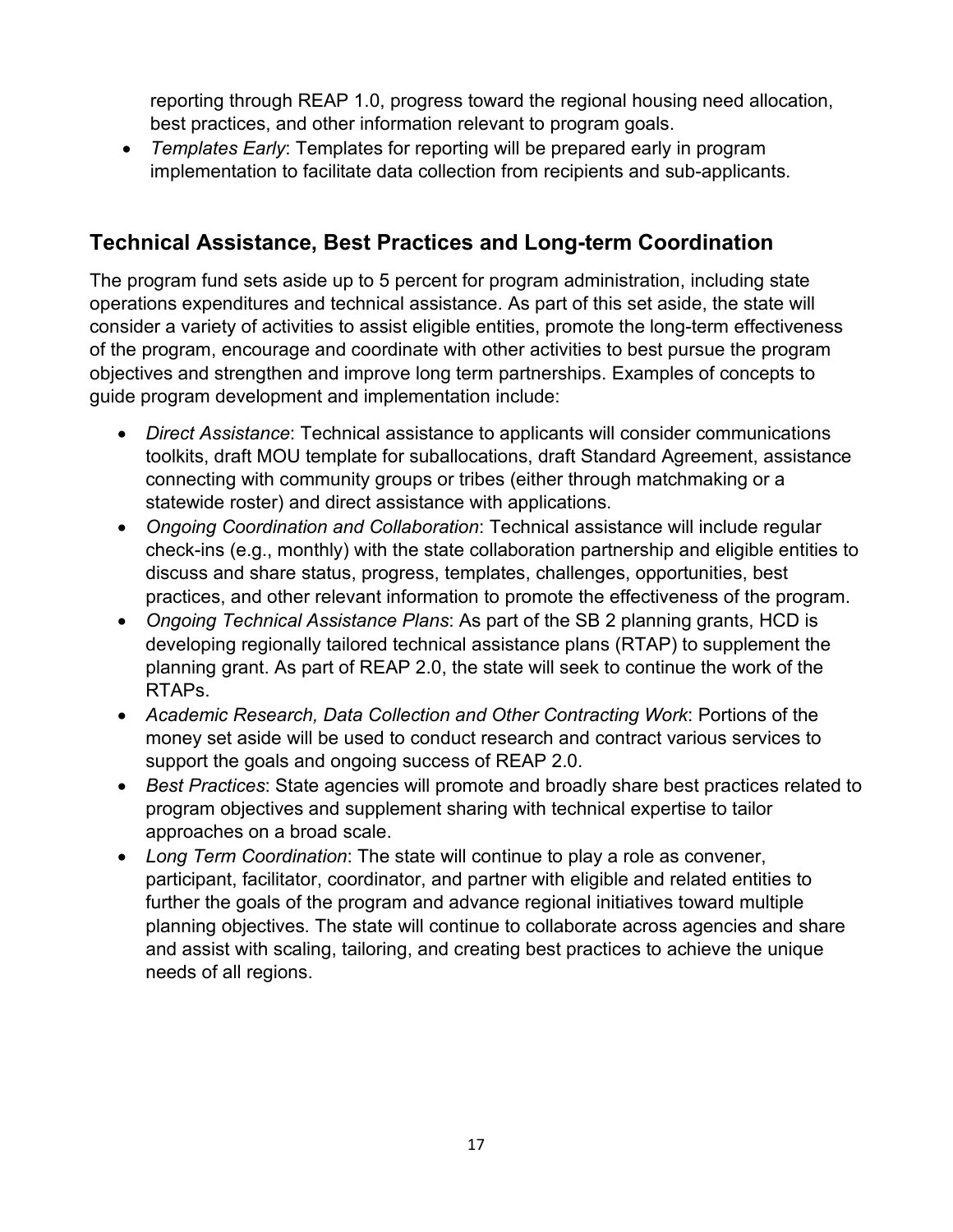reporting through REAP 1.0, progress toward the regional housing need allocation, best practices, and other information relevant to program goals.
- *Templates Early*: Templates for reporting will be prepared early in program implementation to facilitate data collection from recipients and sub-applicants.

## Technical Assistance, Best Practices and Long-term Coordination

The program fund sets aside up to 5 percent for program administration, including state operations expenditures and technical assistance. As part of this set aside, the state will consider a variety of activities to assist eligible entities, promote the long-term effectiveness of the program, encourage and coordinate with other activities to best pursue the program objectives and strengthen and improve long term partnerships. Examples of concepts to guide program development and implementation include:

- *Direct Assistance*: Technical assistance to applicants will consider communications toolkits, draft MOU template for suballocations, draft Standard Agreement, assistance connecting with community groups or tribes (either through matchmaking or a statewide roster) and direct assistance with applications.
- *Ongoing Coordination and Collaboration*: Technical assistance will include regular check-ins (e.g., monthly) with the state collaboration partnership and eligible entities to discuss and share status, progress, templates, challenges, opportunities, best practices, and other relevant information to promote the effectiveness of the program.
- *Ongoing Technical Assistance Plans*: As part of the SB 2 planning grants, HCD is developing regionally tailored technical assistance plans (RTAP) to supplement the planning grant. As part of REAP 2.0, the state will seek to continue the work of the RTAPs.
- *Academic Research, Data Collection and Other Contracting Work*: Portions of the money set aside will be used to conduct research and contract various services to support the goals and ongoing success of REAP 2.0.
- *Best Practices*: State agencies will promote and broadly share best practices related to program objectives and supplement sharing with technical expertise to tailor approaches on a broad scale.
- *Long Term Coordination*: The state will continue to play a role as convener, participant, facilitator, coordinator, and partner with eligible and related entities to further the goals of the program and advance regional initiatives toward multiple planning objectives. The state will continue to collaborate across agencies and share and assist with scaling, tailoring, and creating best practices to achieve the unique needs of all regions.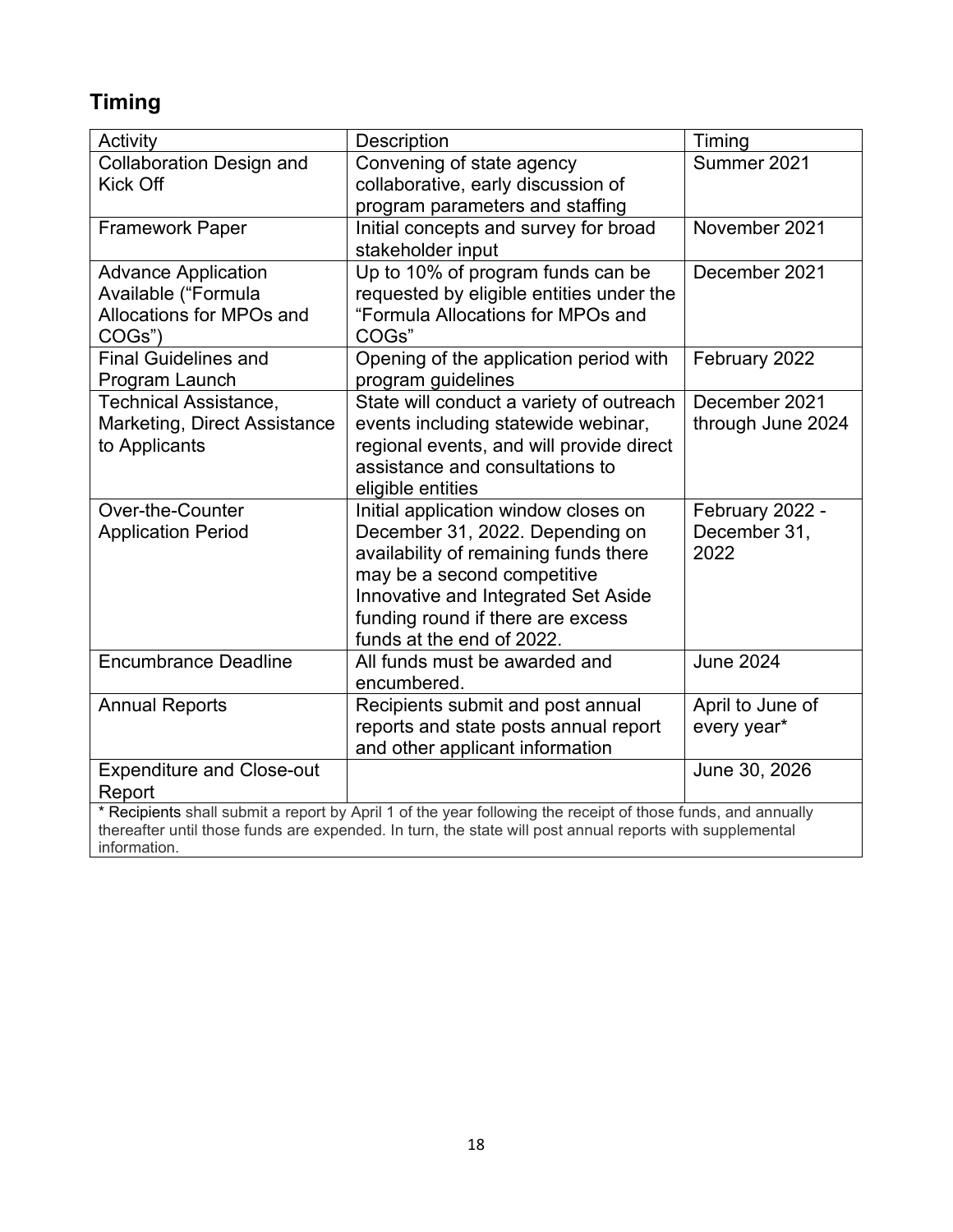## Timing

| Activity | Description | Timing |
| --- | --- | --- |
| Collaboration Design and Kick Off | Convening of state agency collaborative, early discussion of program parameters and staffing | Summer 2021 |
| Framework Paper | Initial concepts and survey for broad stakeholder input | November 2021 |
| Advance Application Available ("Formula Allocations for MPOs and COGs") | Up to 10% of program funds can be requested by eligible entities under the "Formula Allocations for MPOs and COGs" | December 2021 |
| Final Guidelines and Program Launch | Opening of the application period with program guidelines | February 2022 |
| Technical Assistance, Marketing, Direct Assistance to Applicants | State will conduct a variety of outreach events including statewide webinar, regional events, and will provide direct assistance and consultations to eligible entities | December 2021 through June 2024 |
| Over-the-Counter Application Period | Initial application window closes on December 31, 2022. Depending on availability of remaining funds there may be a second competitive Innovative and Integrated Set Aside funding round if there are excess funds at the end of 2022. | February 2022 - December 31, 2022 |
| Encumbrance Deadline | All funds must be awarded and encumbered. | June 2024 |
| Annual Reports | Recipients submit and post annual reports and state posts annual report and other applicant information | April to June of every year* |
| Expenditure and Close-out Report | | June 30, 2026 |

\* Recipients shall submit a report by April 1 of the year following the receipt of those funds, and annually thereafter until those funds are expended. In turn, the state will post annual reports with supplemental information.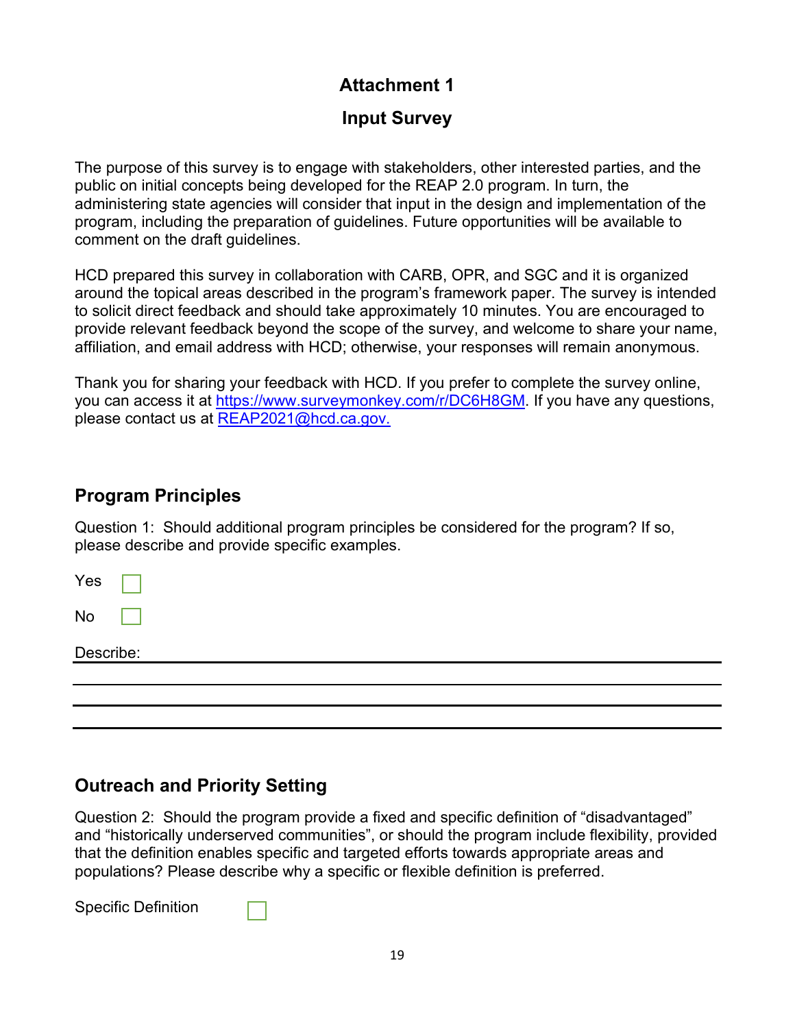# Attachment 1

# Input Survey

The purpose of this survey is to engage with stakeholders, other interested parties, and the public on initial concepts being developed for the REAP 2.0 program. In turn, the administering state agencies will consider that input in the design and implementation of the program, including the preparation of guidelines. Future opportunities will be available to comment on the draft guidelines.

HCD prepared this survey in collaboration with CARB, OPR, and SGC and it is organized around the topical areas described in the program's framework paper. The survey is intended to solicit direct feedback and should take approximately 10 minutes. You are encouraged to provide relevant feedback beyond the scope of the survey, and welcome to share your name, affiliation, and email address with HCD; otherwise, your responses will remain anonymous.

Thank you for sharing your feedback with HCD. If you prefer to complete the survey online, you can access it at [https://www.surveymonkey.com/r/DC6H8GM](https://www.surveymonkey.com/r/DC6H8GM). If you have any questions, please contact us at [REAP2021@hcd.ca.gov.](mailto:REAP2021@hcd.ca.gov)

## Program Principles

Question 1: Should additional program principles be considered for the program? If so, please describe and provide specific examples.

Yes ☐

No ☐

Describe: ______________________________________________

______________________________________________

______________________________________________

______________________________________________

## Outreach and Priority Setting

Question 2: Should the program provide a fixed and specific definition of "disadvantaged" and "historically underserved communities", or should the program include flexibility, provided that the definition enables specific and targeted efforts towards appropriate areas and populations? Please describe why a specific or flexible definition is preferred.

Specific Definition ☐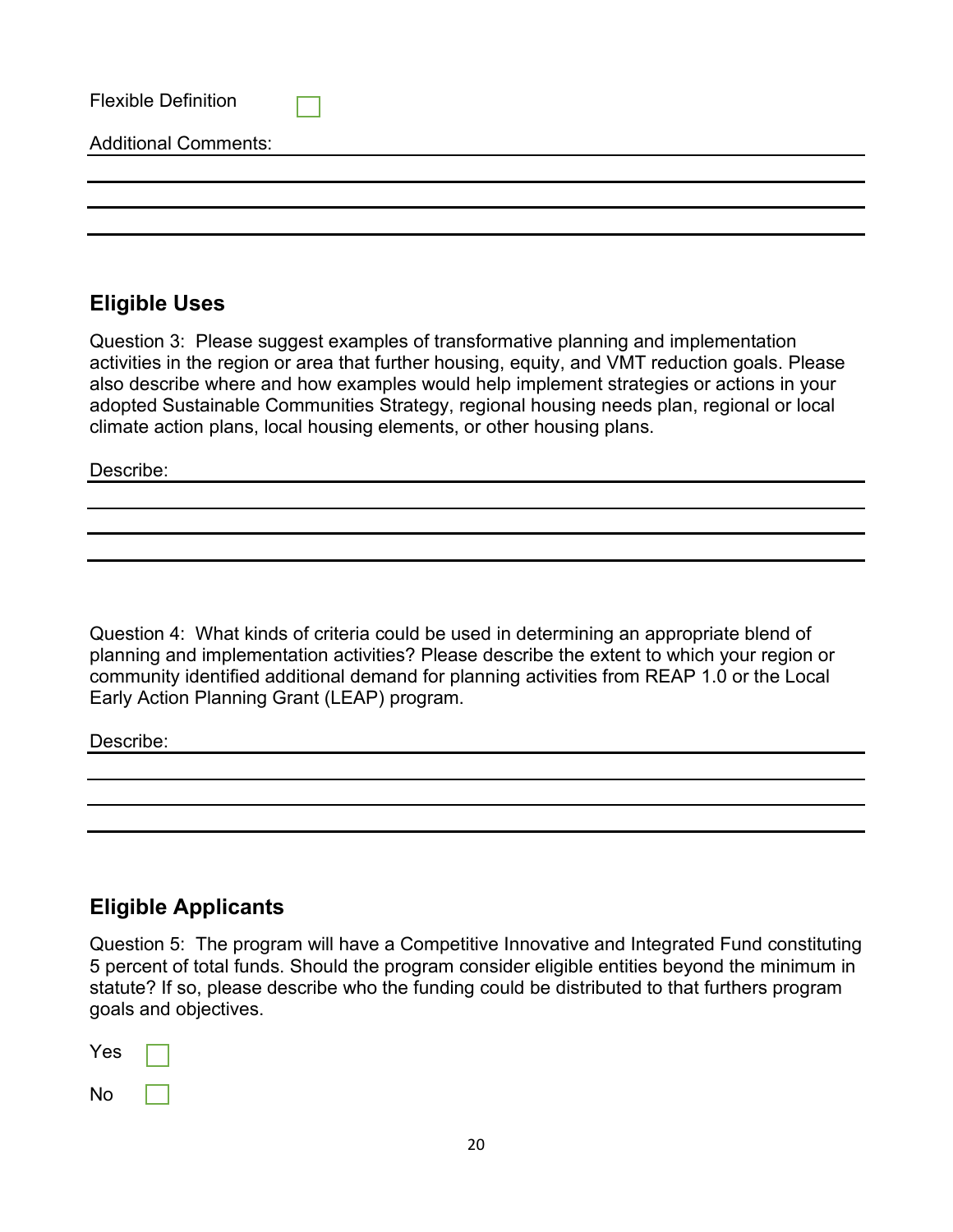Flexible Definition ☐

Additional Comments: ______________________________________________

______________________________________________

______________________________________________

______________________________________________

## Eligible Uses

Question 3: Please suggest examples of transformative planning and implementation activities in the region or area that further housing, equity, and VMT reduction goals. Please also describe where and how examples would help implement strategies or actions in your adopted Sustainable Communities Strategy, regional housing needs plan, regional or local climate action plans, local housing elements, or other housing plans.

Describe: ______________________________________________

______________________________________________

______________________________________________

______________________________________________

Question 4: What kinds of criteria could be used in determining an appropriate blend of planning and implementation activities? Please describe the extent to which your region or community identified additional demand for planning activities from REAP 1.0 or the Local Early Action Planning Grant (LEAP) program.

Describe: ______________________________________________

______________________________________________

______________________________________________

______________________________________________

## Eligible Applicants

Question 5: The program will have a Competitive Innovative and Integrated Fund constituting 5 percent of total funds. Should the program consider eligible entities beyond the minimum in statute? If so, please describe who the funding could be distributed to that furthers program goals and objectives.

Yes ☐

No ☐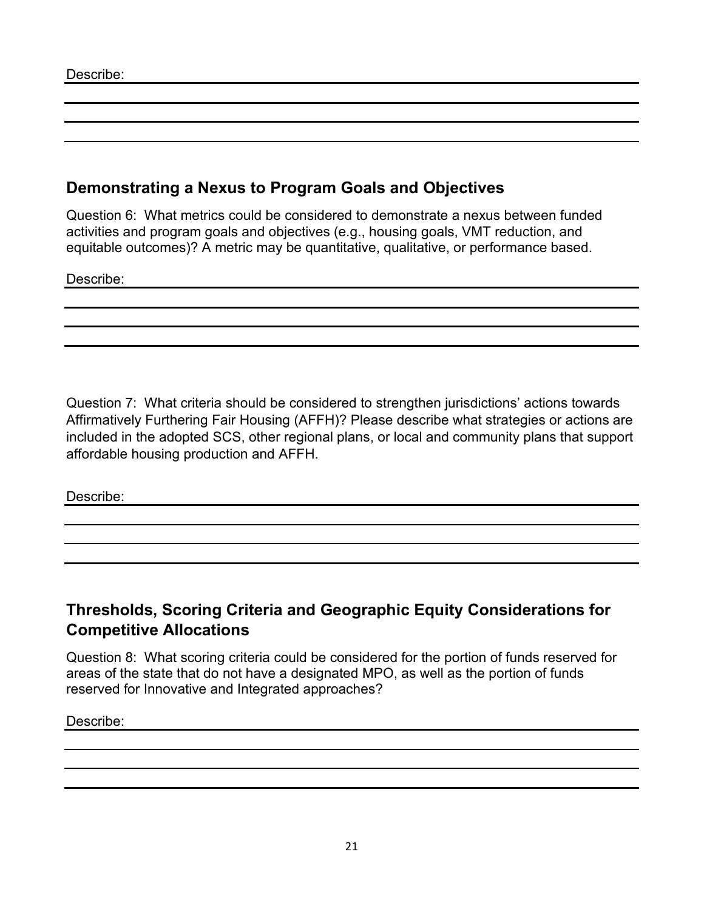Describe:

## Demonstrating a Nexus to Program Goals and Objectives

Question 6: What metrics could be considered to demonstrate a nexus between funded activities and program goals and objectives (e.g., housing goals, VMT reduction, and equitable outcomes)? A metric may be quantitative, qualitative, or performance based.

Describe:

Question 7: What criteria should be considered to strengthen jurisdictions' actions towards Affirmatively Furthering Fair Housing (AFFH)? Please describe what strategies or actions are included in the adopted SCS, other regional plans, or local and community plans that support affordable housing production and AFFH.

Describe:

## Thresholds, Scoring Criteria and Geographic Equity Considerations for Competitive Allocations

Question 8: What scoring criteria could be considered for the portion of funds reserved for areas of the state that do not have a designated MPO, as well as the portion of funds reserved for Innovative and Integrated approaches?

Describe: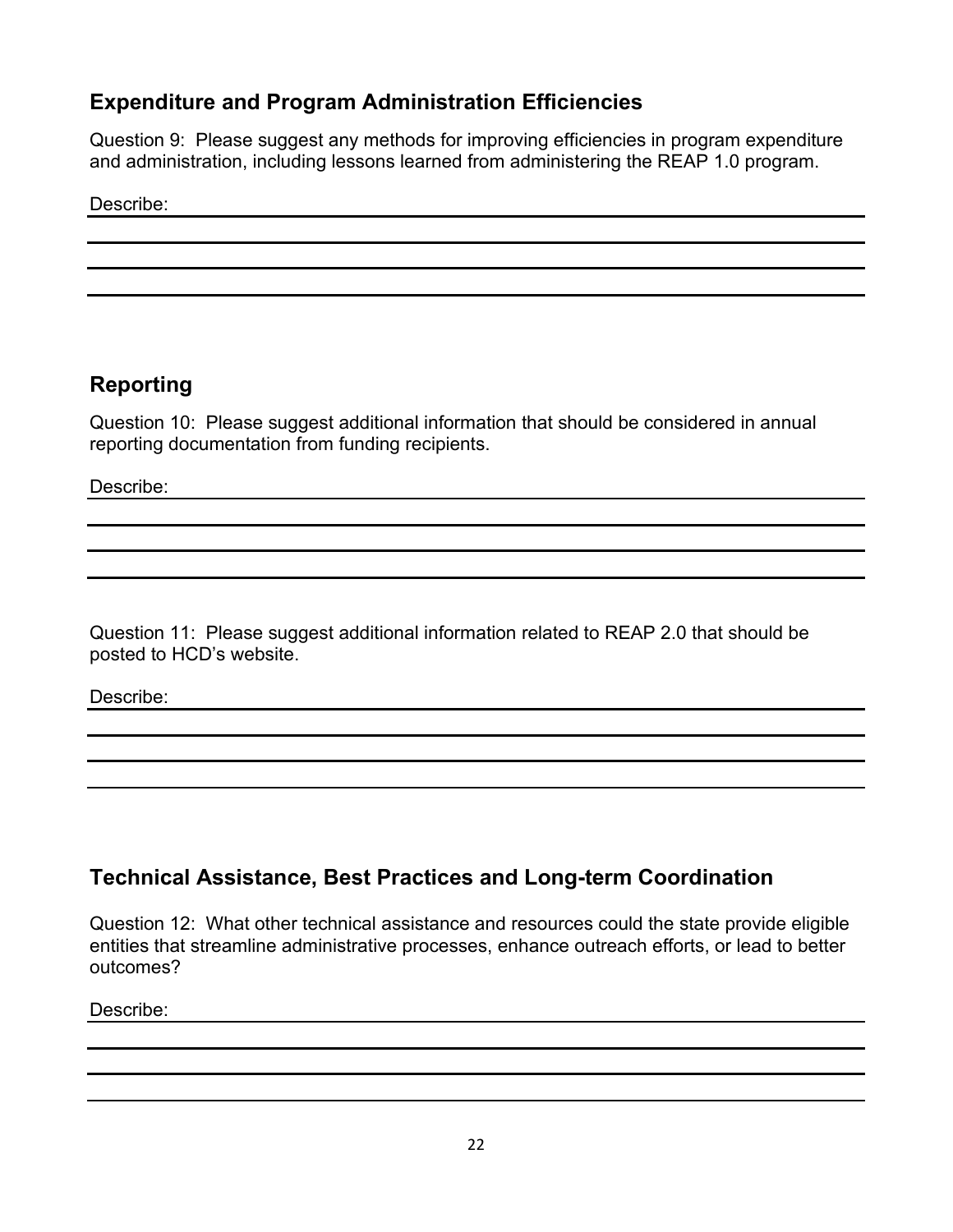## Expenditure and Program Administration Efficiencies

Question 9: Please suggest any methods for improving efficiencies in program expenditure and administration, including lessons learned from administering the REAP 1.0 program.

Describe: ____________________________________________

____________________________________________

____________________________________________

____________________________________________

## Reporting

Question 10: Please suggest additional information that should be considered in annual reporting documentation from funding recipients.

Describe: ____________________________________________

____________________________________________

____________________________________________

____________________________________________

Question 11: Please suggest additional information related to REAP 2.0 that should be posted to HCD's website.

Describe: ____________________________________________

____________________________________________

____________________________________________

____________________________________________

## Technical Assistance, Best Practices and Long-term Coordination

Question 12: What other technical assistance and resources could the state provide eligible entities that streamline administrative processes, enhance outreach efforts, or lead to better outcomes?

Describe: ____________________________________________

____________________________________________

____________________________________________

____________________________________________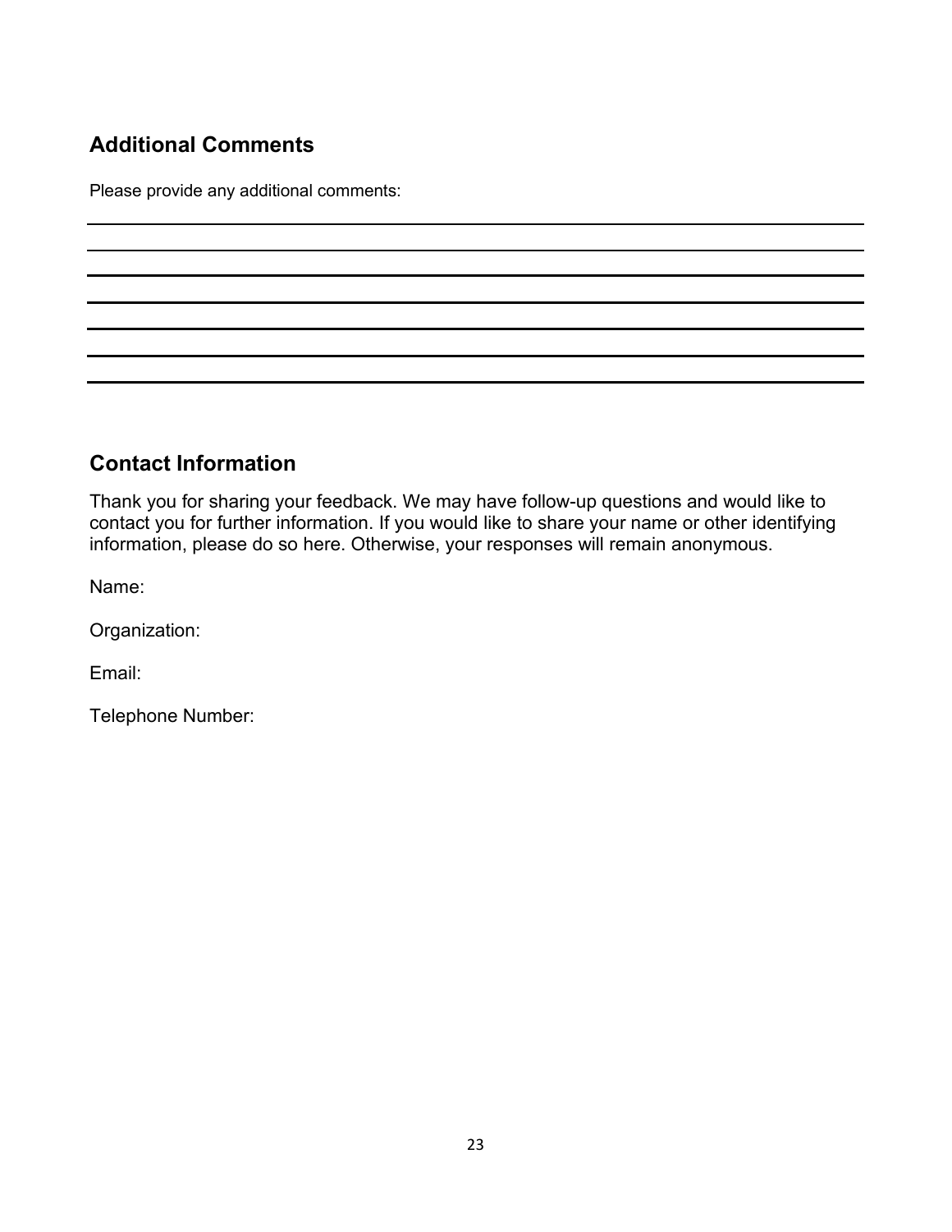## Additional Comments

Please provide any additional comments:

## Contact Information

Thank you for sharing your feedback. We may have follow-up questions and would like to contact you for further information. If you would like to share your name or other identifying information, please do so here. Otherwise, your responses will remain anonymous.

Name:

Organization:

Email:

Telephone Number: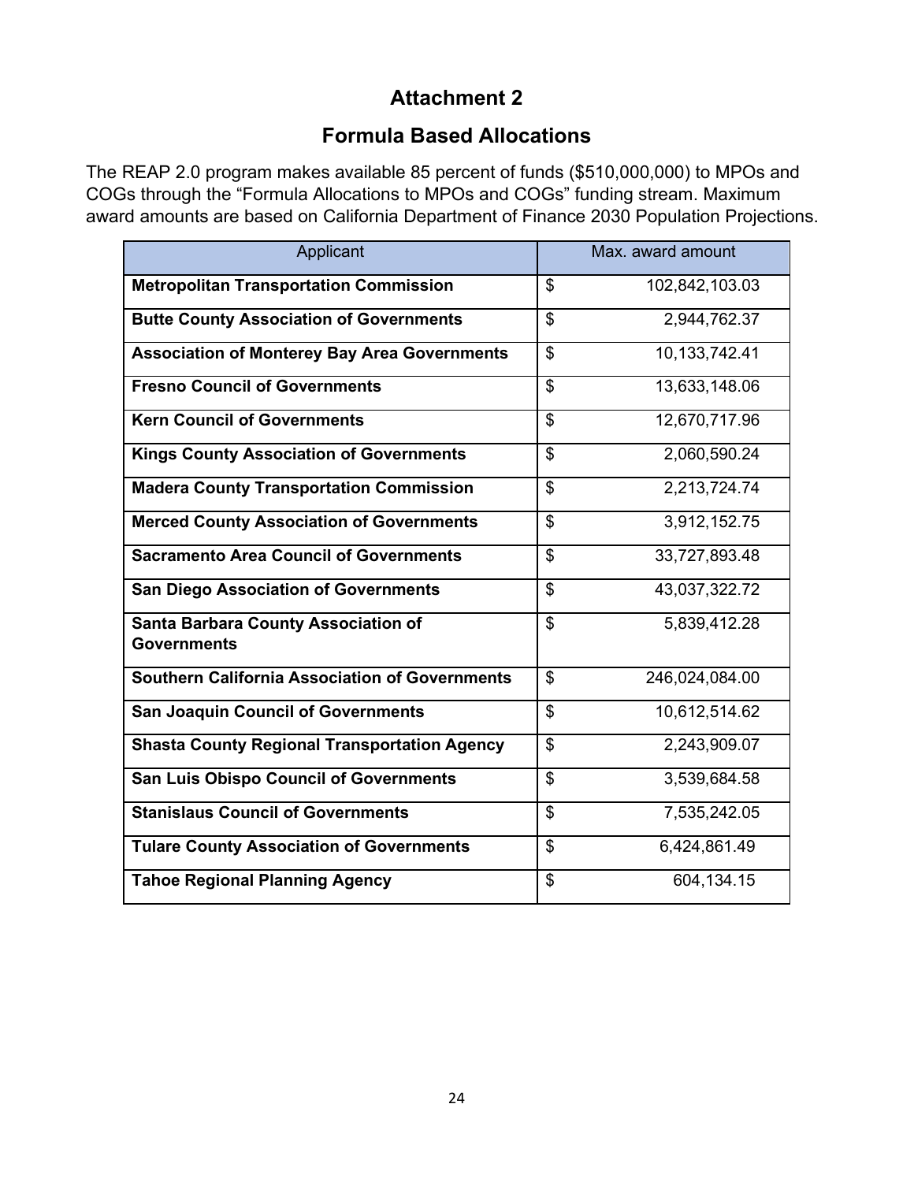# Attachment 2

## Formula Based Allocations

The REAP 2.0 program makes available 85 percent of funds ($510,000,000) to MPOs and COGs through the “Formula Allocations to MPOs and COGs” funding stream. Maximum award amounts are based on California Department of Finance 2030 Population Projections.

| Applicant | Max. award amount |
|---|---|
| **Metropolitan Transportation Commission** | $ 102,842,103.03 |
| **Butte County Association of Governments** | $ 2,944,762.37 |
| **Association of Monterey Bay Area Governments** | $ 10,133,742.41 |
| **Fresno Council of Governments** | $ 13,633,148.06 |
| **Kern Council of Governments** | $ 12,670,717.96 |
| **Kings County Association of Governments** | $ 2,060,590.24 |
| **Madera County Transportation Commission** | $ 2,213,724.74 |
| **Merced County Association of Governments** | $ 3,912,152.75 |
| **Sacramento Area Council of Governments** | $ 33,727,893.48 |
| **San Diego Association of Governments** | $ 43,037,322.72 |
| **Santa Barbara County Association of Governments** | $ 5,839,412.28 |
| **Southern California Association of Governments** | $ 246,024,084.00 |
| **San Joaquin Council of Governments** | $ 10,612,514.62 |
| **Shasta County Regional Transportation Agency** | $ 2,243,909.07 |
| **San Luis Obispo Council of Governments** | $ 3,539,684.58 |
| **Stanislaus Council of Governments** | $ 7,535,242.05 |
| **Tulare County Association of Governments** | $ 6,424,861.49 |
| **Tahoe Regional Planning Agency** | $ 604,134.15 |